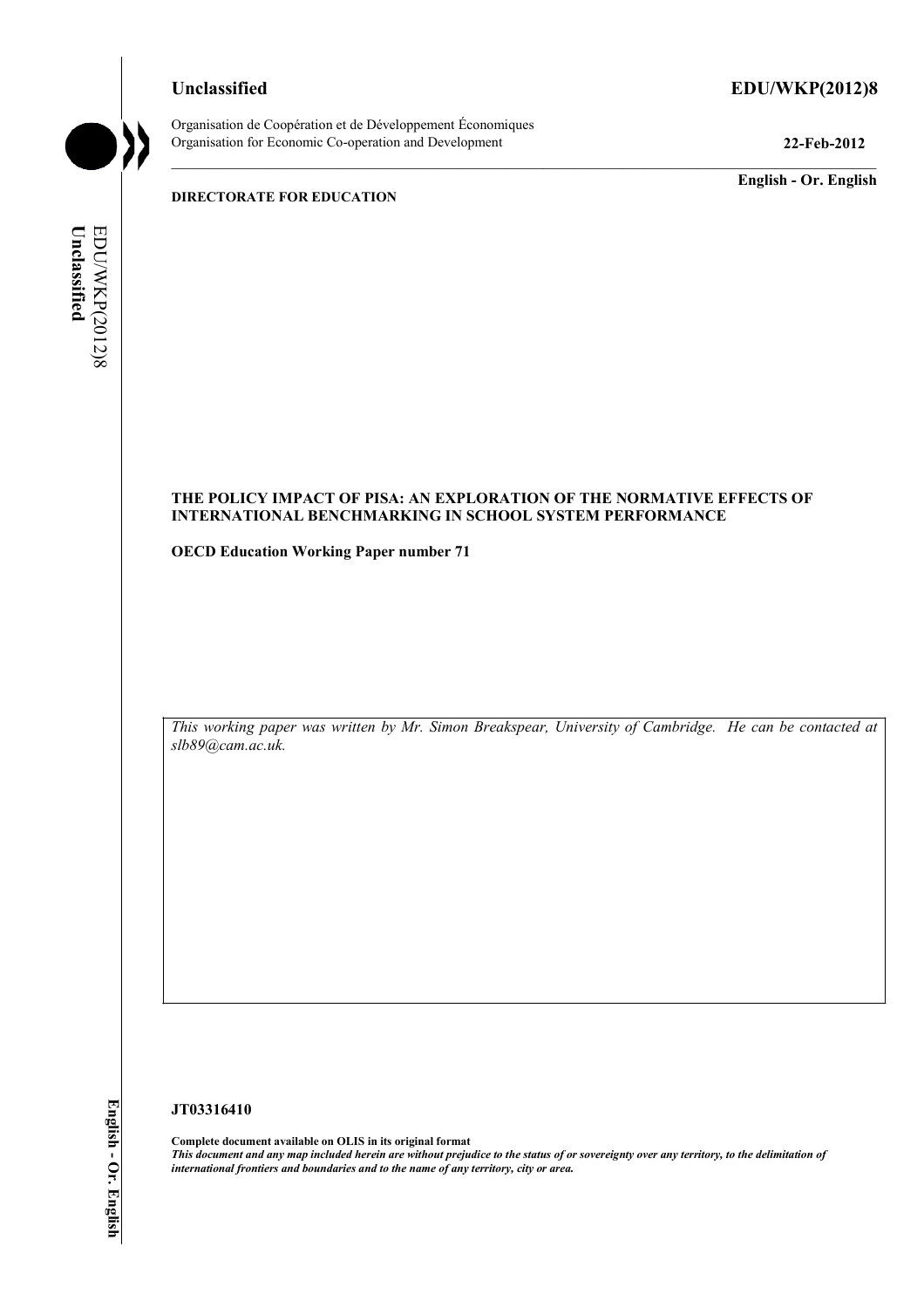Unclassified **EDU/WKP(2012)8**

Organisation de Coopération et de Développement Économiques
Organisation for Economic Co-operation and Development **22-Feb-2012**

**English - Or. English**

**DIRECTORATE FOR EDUCATION**

**THE POLICY IMPACT OF PISA: AN EXPLORATION OF THE NORMATIVE EFFECTS OF INTERNATIONAL BENCHMARKING IN SCHOOL SYSTEM PERFORMANCE**

**OECD Education Working Paper number 71**

*This working paper was written by Mr. Simon Breakspear, University of Cambridge. He can be contacted at slb89@cam.ac.uk.*

**JT03316410**

**Complete document available on OLIS in its original format**
***This document and any map included herein are without prejudice to the status of or sovereignty over any territory, to the delimitation of international frontiers and boundaries and to the name of any territory, city or area.***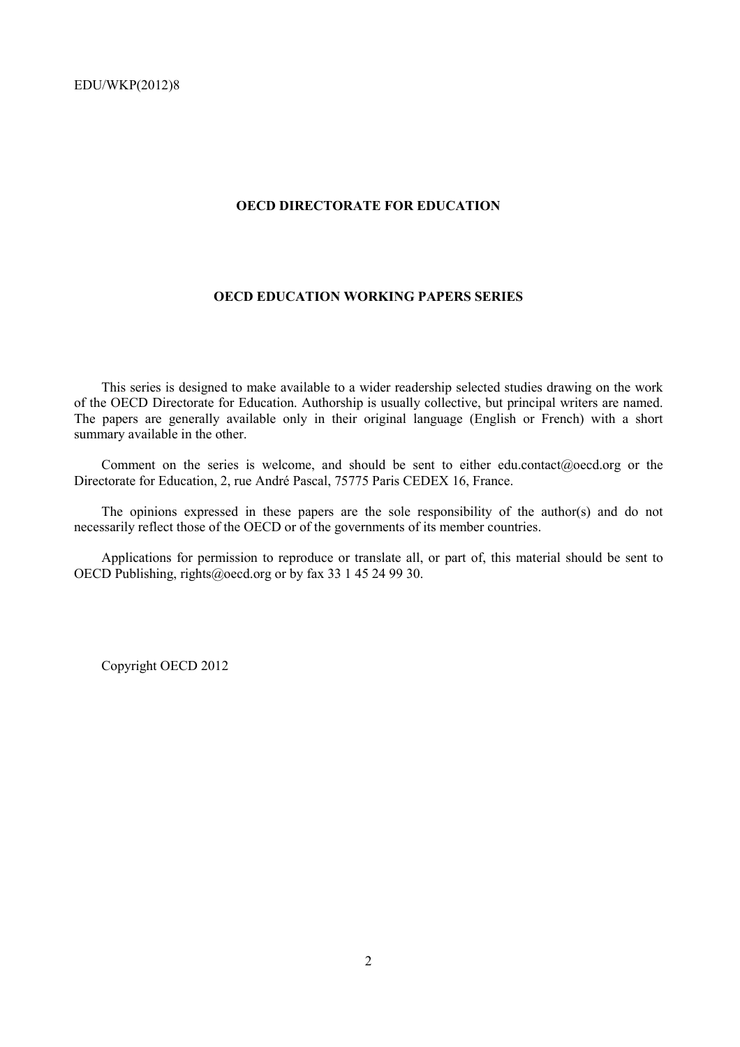**OECD DIRECTORATE FOR EDUCATION**

**OECD EDUCATION WORKING PAPERS SERIES**

This series is designed to make available to a wider readership selected studies drawing on the work of the OECD Directorate for Education. Authorship is usually collective, but principal writers are named. The papers are generally available only in their original language (English or French) with a short summary available in the other.

Comment on the series is welcome, and should be sent to either edu.contact@oecd.org or the Directorate for Education, 2, rue André Pascal, 75775 Paris CEDEX 16, France.

The opinions expressed in these papers are the sole responsibility of the author(s) and do not necessarily reflect those of the OECD or of the governments of its member countries.

Applications for permission to reproduce or translate all, or part of, this material should be sent to OECD Publishing, rights@oecd.org or by fax 33 1 45 24 99 30.

Copyright OECD 2012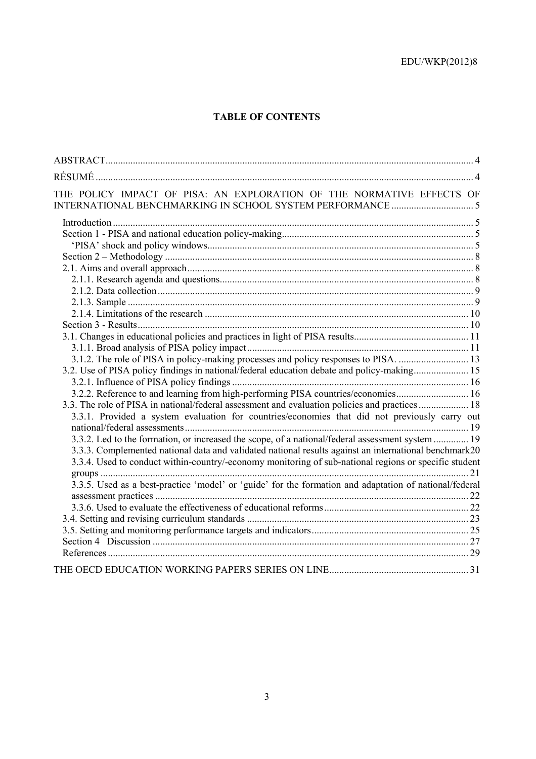# TABLE OF CONTENTS

ABSTRACT .... 4

RÉSUMÉ .... 4

THE POLICY IMPACT OF PISA: AN EXPLORATION OF THE NORMATIVE EFFECTS OF INTERNATIONAL BENCHMARKING IN SCHOOL SYSTEM PERFORMANCE .... 5

- Introduction .... 5
- Section 1 - PISA and national education policy-making .... 5
  - 'PISA' shock and policy windows .... 5
- Section 2 – Methodology .... 8
- 2.1. Aims and overall approach .... 8
  - 2.1.1. Research agenda and questions .... 8
  - 2.1.2. Data collection .... 9
  - 2.1.3. Sample .... 9
  - 2.1.4. Limitations of the research .... 10
- Section 3 - Results .... 10
- 3.1. Changes in educational policies and practices in light of PISA results .... 11
  - 3.1.1. Broad analysis of PISA policy impact .... 11
  - 3.1.2. The role of PISA in policy-making processes and policy responses to PISA. .... 13
- 3.2. Use of PISA policy findings in national/federal education debate and policy-making .... 15
  - 3.2.1. Influence of PISA policy findings .... 16
  - 3.2.2. Reference to and learning from high-performing PISA countries/economies .... 16
- 3.3. The role of PISA in national/federal assessment and evaluation policies and practices .... 18
  - 3.3.1. Provided a system evaluation for countries/economies that did not previously carry out national/federal assessments .... 19
  - 3.3.2. Led to the formation, or increased the scope, of a national/federal assessment system .... 19
  - 3.3.3. Complemented national data and validated national results against an international benchmark 20
  - 3.3.4. Used to conduct within-country/-economy monitoring of sub-national regions or specific student groups .... 21
  - 3.3.5. Used as a best-practice 'model' or 'guide' for the formation and adaptation of national/federal assessment practices .... 22
  - 3.3.6. Used to evaluate the effectiveness of educational reforms .... 22
- 3.4. Setting and revising curriculum standards .... 23
- 3.5. Setting and monitoring performance targets and indicators .... 25
- Section 4 Discussion .... 27
- References .... 29

THE OECD EDUCATION WORKING PAPERS SERIES ON LINE .... 31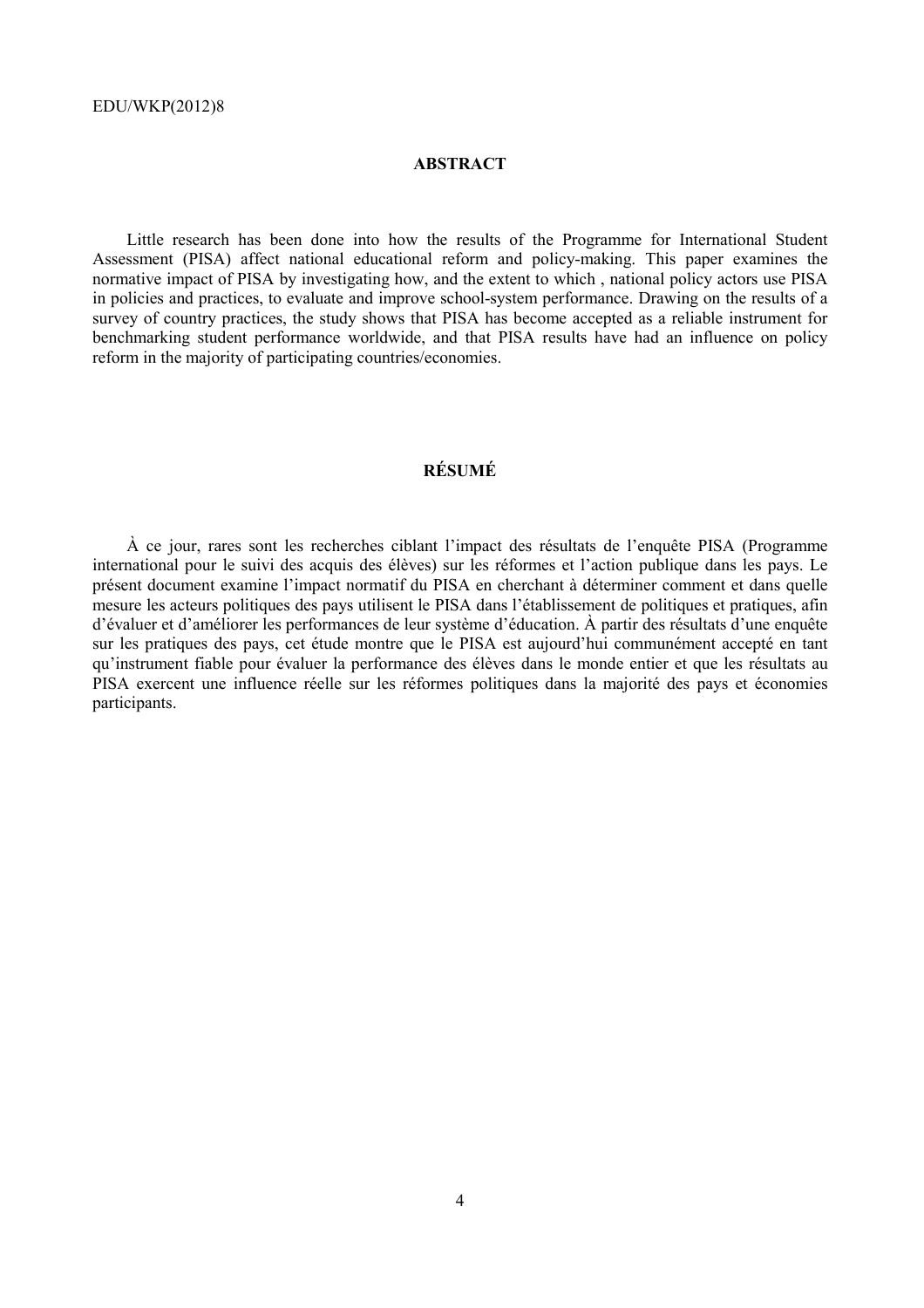## ABSTRACT

Little research has been done into how the results of the Programme for International Student Assessment (PISA) affect national educational reform and policy-making. This paper examines the normative impact of PISA by investigating how, and the extent to which , national policy actors use PISA in policies and practices, to evaluate and improve school-system performance. Drawing on the results of a survey of country practices, the study shows that PISA has become accepted as a reliable instrument for benchmarking student performance worldwide, and that PISA results have had an influence on policy reform in the majority of participating countries/economies.

## RÉSUMÉ

À ce jour, rares sont les recherches ciblant l'impact des résultats de l'enquête PISA (Programme international pour le suivi des acquis des élèves) sur les réformes et l'action publique dans les pays. Le présent document examine l'impact normatif du PISA en cherchant à déterminer comment et dans quelle mesure les acteurs politiques des pays utilisent le PISA dans l'établissement de politiques et pratiques, afin d'évaluer et d'améliorer les performances de leur système d'éducation. À partir des résultats d'une enquête sur les pratiques des pays, cet étude montre que le PISA est aujourd'hui communément accepté en tant qu'instrument fiable pour évaluer la performance des élèves dans le monde entier et que les résultats au PISA exercent une influence réelle sur les réformes politiques dans la majorité des pays et économies participants.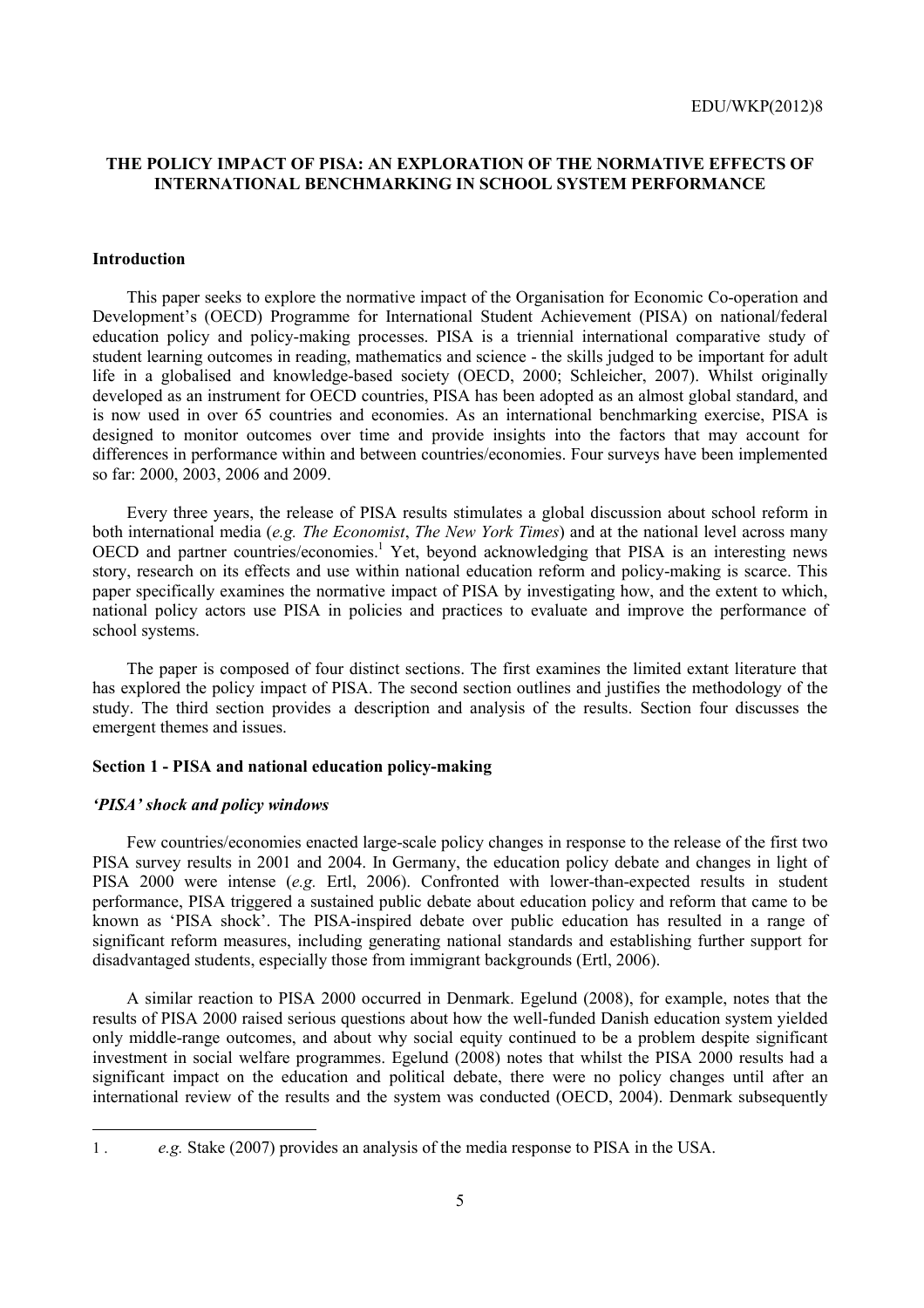## THE POLICY IMPACT OF PISA: AN EXPLORATION OF THE NORMATIVE EFFECTS OF INTERNATIONAL BENCHMARKING IN SCHOOL SYSTEM PERFORMANCE

### Introduction

This paper seeks to explore the normative impact of the Organisation for Economic Co-operation and Development's (OECD) Programme for International Student Achievement (PISA) on national/federal education policy and policy-making processes. PISA is a triennial international comparative study of student learning outcomes in reading, mathematics and science - the skills judged to be important for adult life in a globalised and knowledge-based society (OECD, 2000; Schleicher, 2007). Whilst originally developed as an instrument for OECD countries, PISA has been adopted as an almost global standard, and is now used in over 65 countries and economies. As an international benchmarking exercise, PISA is designed to monitor outcomes over time and provide insights into the factors that may account for differences in performance within and between countries/economies. Four surveys have been implemented so far: 2000, 2003, 2006 and 2009.

Every three years, the release of PISA results stimulates a global discussion about school reform in both international media (*e.g. The Economist*, *The New York Times*) and at the national level across many OECD and partner countries/economies.[1] Yet, beyond acknowledging that PISA is an interesting news story, research on its effects and use within national education reform and policy-making is scarce. This paper specifically examines the normative impact of PISA by investigating how, and the extent to which, national policy actors use PISA in policies and practices to evaluate and improve the performance of school systems.

The paper is composed of four distinct sections. The first examines the limited extant literature that has explored the policy impact of PISA. The second section outlines and justifies the methodology of the study. The third section provides a description and analysis of the results. Section four discusses the emergent themes and issues.

### Section 1 - PISA and national education policy-making

#### *'PISA' shock and policy windows*

Few countries/economies enacted large-scale policy changes in response to the release of the first two PISA survey results in 2001 and 2004. In Germany, the education policy debate and changes in light of PISA 2000 were intense (*e.g.* Ertl, 2006). Confronted with lower-than-expected results in student performance, PISA triggered a sustained public debate about education policy and reform that came to be known as 'PISA shock'. The PISA-inspired debate over public education has resulted in a range of significant reform measures, including generating national standards and establishing further support for disadvantaged students, especially those from immigrant backgrounds (Ertl, 2006).

A similar reaction to PISA 2000 occurred in Denmark. Egelund (2008), for example, notes that the results of PISA 2000 raised serious questions about how the well-funded Danish education system yielded only middle-range outcomes, and about why social equity continued to be a problem despite significant investment in social welfare programmes. Egelund (2008) notes that whilst the PISA 2000 results had a significant impact on the education and political debate, there were no policy changes until after an international review of the results and the system was conducted (OECD, 2004). Denmark subsequently

---

1. *e.g.* Stake (2007) provides an analysis of the media response to PISA in the USA.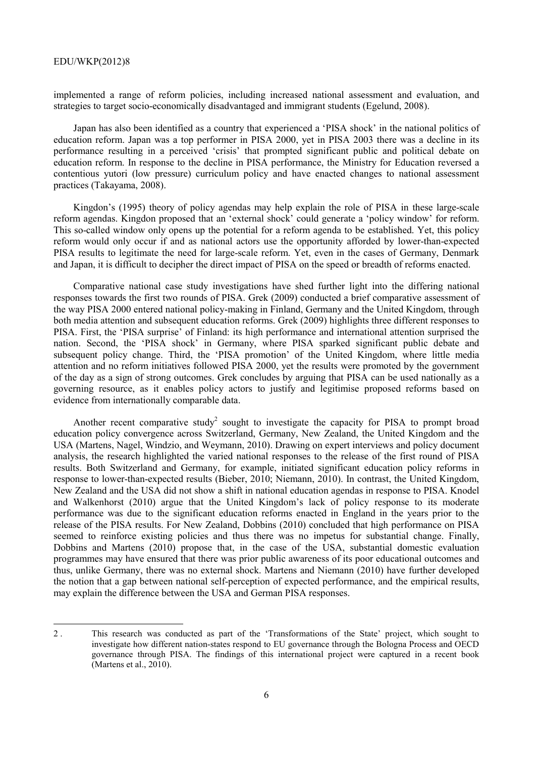implemented a range of reform policies, including increased national assessment and evaluation, and strategies to target socio-economically disadvantaged and immigrant students (Egelund, 2008).

Japan has also been identified as a country that experienced a 'PISA shock' in the national politics of education reform. Japan was a top performer in PISA 2000, yet in PISA 2003 there was a decline in its performance resulting in a perceived 'crisis' that prompted significant public and political debate on education reform. In response to the decline in PISA performance, the Ministry for Education reversed a contentious yutori (low pressure) curriculum policy and have enacted changes to national assessment practices (Takayama, 2008).

Kingdon's (1995) theory of policy agendas may help explain the role of PISA in these large-scale reform agendas. Kingdon proposed that an 'external shock' could generate a 'policy window' for reform. This so-called window only opens up the potential for a reform agenda to be established. Yet, this policy reform would only occur if and as national actors use the opportunity afforded by lower-than-expected PISA results to legitimate the need for large-scale reform. Yet, even in the cases of Germany, Denmark and Japan, it is difficult to decipher the direct impact of PISA on the speed or breadth of reforms enacted.

Comparative national case study investigations have shed further light into the differing national responses towards the first two rounds of PISA. Grek (2009) conducted a brief comparative assessment of the way PISA 2000 entered national policy-making in Finland, Germany and the United Kingdom, through both media attention and subsequent education reforms. Grek (2009) highlights three different responses to PISA. First, the 'PISA surprise' of Finland: its high performance and international attention surprised the nation. Second, the 'PISA shock' in Germany, where PISA sparked significant public debate and subsequent policy change. Third, the 'PISA promotion' of the United Kingdom, where little media attention and no reform initiatives followed PISA 2000, yet the results were promoted by the government of the day as a sign of strong outcomes. Grek concludes by arguing that PISA can be used nationally as a governing resource, as it enables policy actors to justify and legitimise proposed reforms based on evidence from internationally comparable data.

Another recent comparative study[2] sought to investigate the capacity for PISA to prompt broad education policy convergence across Switzerland, Germany, New Zealand, the United Kingdom and the USA (Martens, Nagel, Windzio, and Weymann, 2010). Drawing on expert interviews and policy document analysis, the research highlighted the varied national responses to the release of the first round of PISA results. Both Switzerland and Germany, for example, initiated significant education policy reforms in response to lower-than-expected results (Bieber, 2010; Niemann, 2010). In contrast, the United Kingdom, New Zealand and the USA did not show a shift in national education agendas in response to PISA. Knodel and Walkenhorst (2010) argue that the United Kingdom's lack of policy response to its moderate performance was due to the significant education reforms enacted in England in the years prior to the release of the PISA results. For New Zealand, Dobbins (2010) concluded that high performance on PISA seemed to reinforce existing policies and thus there was no impetus for substantial change. Finally, Dobbins and Martens (2010) propose that, in the case of the USA, substantial domestic evaluation programmes may have ensured that there was prior public awareness of its poor educational outcomes and thus, unlike Germany, there was no external shock. Martens and Niemann (2010) have further developed the notion that a gap between national self-perception of expected performance, and the empirical results, may explain the difference between the USA and German PISA responses.

---

2 . This research was conducted as part of the 'Transformations of the State' project, which sought to investigate how different nation-states respond to EU governance through the Bologna Process and OECD governance through PISA. The findings of this international project were captured in a recent book (Martens et al., 2010).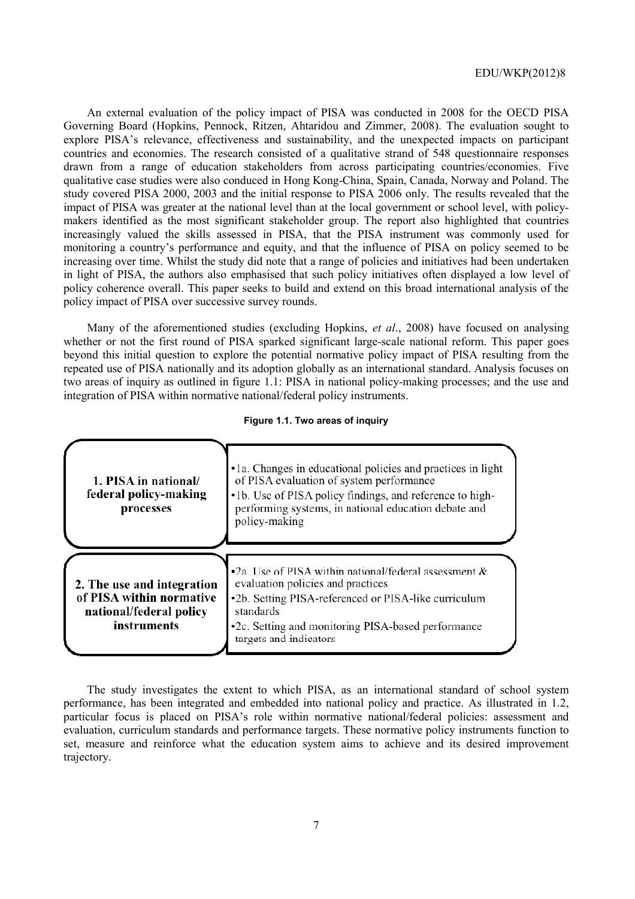An external evaluation of the policy impact of PISA was conducted in 2008 for the OECD PISA Governing Board (Hopkins, Pennock, Ritzen, Ahtaridou and Zimmer, 2008). The evaluation sought to explore PISA's relevance, effectiveness and sustainability, and the unexpected impacts on participant countries and economies. The research consisted of a qualitative strand of 548 questionnaire responses drawn from a range of education stakeholders from across participating countries/economies. Five qualitative case studies were also conduced in Hong Kong-China, Spain, Canada, Norway and Poland. The study covered PISA 2000, 2003 and the initial response to PISA 2006 only. The results revealed that the impact of PISA was greater at the national level than at the local government or school level, with policy-makers identified as the most significant stakeholder group. The report also highlighted that countries increasingly valued the skills assessed in PISA, that the PISA instrument was commonly used for monitoring a country's performance and equity, and that the influence of PISA on policy seemed to be increasing over time. Whilst the study did note that a range of policies and initiatives had been undertaken in light of PISA, the authors also emphasised that such policy initiatives often displayed a low level of policy coherence overall. This paper seeks to build and extend on this broad international analysis of the policy impact of PISA over successive survey rounds.

Many of the aforementioned studies (excluding Hopkins, *et al*., 2008) have focused on analysing whether or not the first round of PISA sparked significant large-scale national reform. This paper goes beyond this initial question to explore the potential normative policy impact of PISA resulting from the repeated use of PISA nationally and its adoption globally as an international standard. Analysis focuses on two areas of inquiry as outlined in figure 1.1: PISA in national policy-making processes; and the use and integration of PISA within normative national/federal policy instruments.

**Figure 1.1. Two areas of inquiry**

| | |
|---|---|
| **1. PISA in national/ federal policy-making processes** | •1a. Changes in educational policies and practices in light of PISA evaluation of system performance<br>•1b. Use of PISA policy findings, and reference to high-performing systems, in national education debate and policy-making |
| **2. The use and integration of PISA within normative national/federal policy instruments** | •2a. Use of PISA within national/federal assessment & evaluation policies and practices<br>•2b. Setting PISA-referenced or PISA-like curriculum standards<br>•2c. Setting and monitoring PISA-based performance targets and indicators |

The study investigates the extent to which PISA, as an international standard of school system performance, has been integrated and embedded into national policy and practice. As illustrated in 1.2, particular focus is placed on PISA's role within normative national/federal policies: assessment and evaluation, curriculum standards and performance targets. These normative policy instruments function to set, measure and reinforce what the education system aims to achieve and its desired improvement trajectory.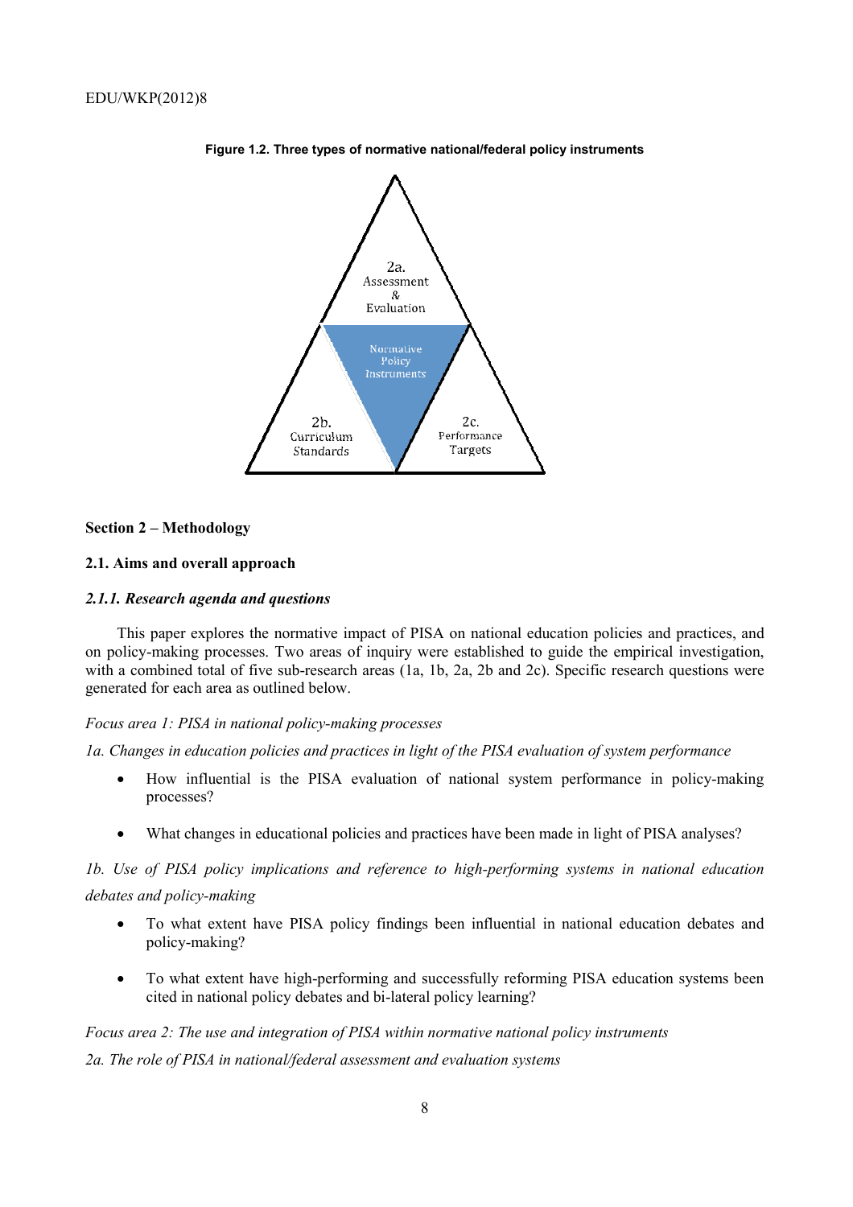**Figure 1.2. Three types of normative national/federal policy instruments**

2a. Assessment & Evaluation

Normative Policy Instruments

2b. Curriculum Standards

2c. Performance Targets

## Section 2 – Methodology

### 2.1. Aims and overall approach

#### *2.1.1. Research agenda and questions*

This paper explores the normative impact of PISA on national education policies and practices, and on policy-making processes. Two areas of inquiry were established to guide the empirical investigation, with a combined total of five sub-research areas (1a, 1b, 2a, 2b and 2c). Specific research questions were generated for each area as outlined below.

*Focus area 1: PISA in national policy-making processes*

*1a. Changes in education policies and practices in light of the PISA evaluation of system performance*

- How influential is the PISA evaluation of national system performance in policy-making processes?
- What changes in educational policies and practices have been made in light of PISA analyses?

*1b. Use of PISA policy implications and reference to high-performing systems in national education debates and policy-making*

- To what extent have PISA policy findings been influential in national education debates and policy-making?
- To what extent have high-performing and successfully reforming PISA education systems been cited in national policy debates and bi-lateral policy learning?

*Focus area 2: The use and integration of PISA within normative national policy instruments*

*2a. The role of PISA in national/federal assessment and evaluation systems*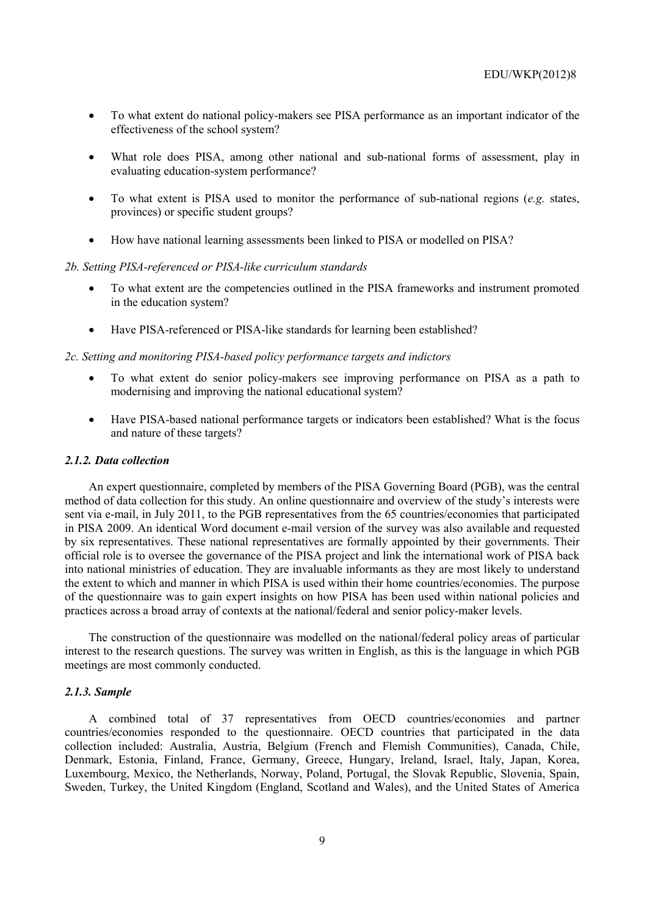- To what extent do national policy-makers see PISA performance as an important indicator of the effectiveness of the school system?
- What role does PISA, among other national and sub-national forms of assessment, play in evaluating education-system performance?
- To what extent is PISA used to monitor the performance of sub-national regions (*e.g.* states, provinces) or specific student groups?
- How have national learning assessments been linked to PISA or modelled on PISA?

*2b. Setting PISA-referenced or PISA-like curriculum standards*

- To what extent are the competencies outlined in the PISA frameworks and instrument promoted in the education system?
- Have PISA-referenced or PISA-like standards for learning been established?

*2c. Setting and monitoring PISA-based policy performance targets and indictors*

- To what extent do senior policy-makers see improving performance on PISA as a path to modernising and improving the national educational system?
- Have PISA-based national performance targets or indicators been established? What is the focus and nature of these targets?

### *2.1.2. Data collection*

An expert questionnaire, completed by members of the PISA Governing Board (PGB), was the central method of data collection for this study. An online questionnaire and overview of the study's interests were sent via e-mail, in July 2011, to the PGB representatives from the 65 countries/economies that participated in PISA 2009. An identical Word document e-mail version of the survey was also available and requested by six representatives. These national representatives are formally appointed by their governments. Their official role is to oversee the governance of the PISA project and link the international work of PISA back into national ministries of education. They are invaluable informants as they are most likely to understand the extent to which and manner in which PISA is used within their home countries/economies. The purpose of the questionnaire was to gain expert insights on how PISA has been used within national policies and practices across a broad array of contexts at the national/federal and senior policy-maker levels.

The construction of the questionnaire was modelled on the national/federal policy areas of particular interest to the research questions. The survey was written in English, as this is the language in which PGB meetings are most commonly conducted.

### *2.1.3. Sample*

A combined total of 37 representatives from OECD countries/economies and partner countries/economies responded to the questionnaire. OECD countries that participated in the data collection included: Australia, Austria, Belgium (French and Flemish Communities), Canada, Chile, Denmark, Estonia, Finland, France, Germany, Greece, Hungary, Ireland, Israel, Italy, Japan, Korea, Luxembourg, Mexico, the Netherlands, Norway, Poland, Portugal, the Slovak Republic, Slovenia, Spain, Sweden, Turkey, the United Kingdom (England, Scotland and Wales), and the United States of America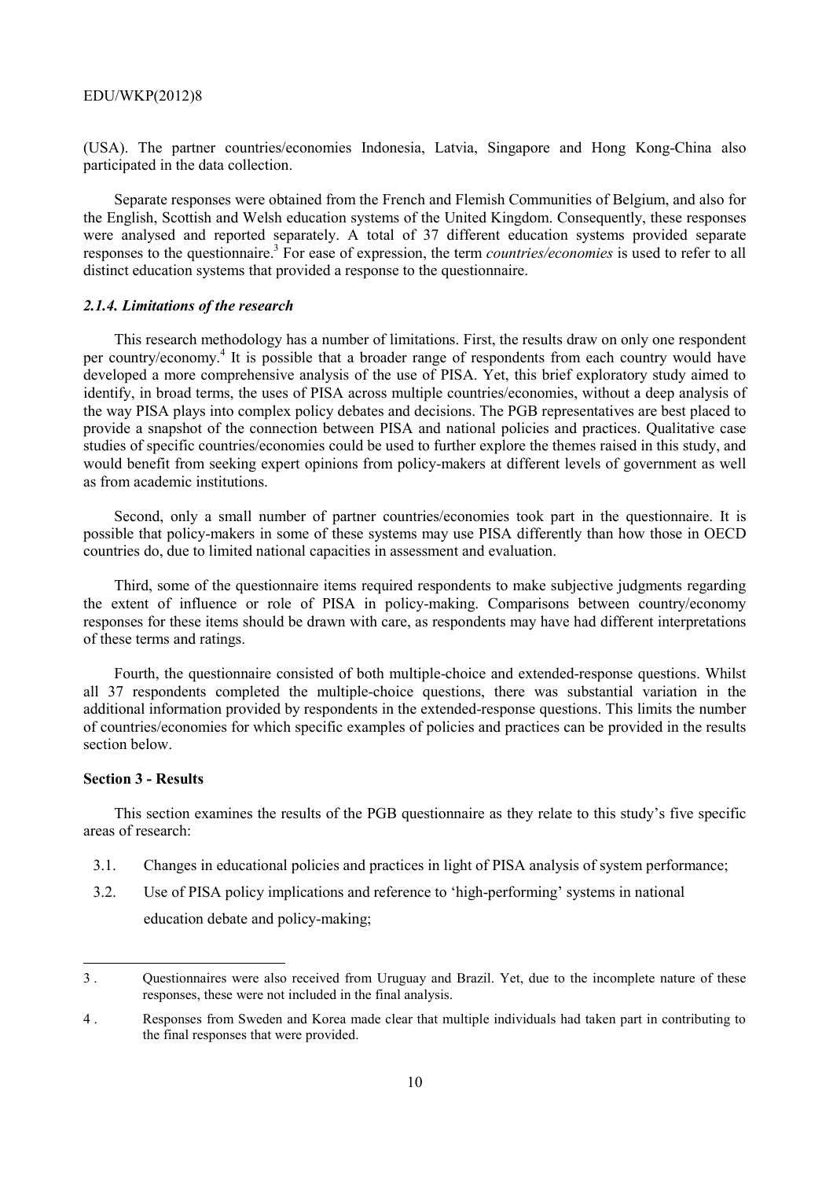(USA). The partner countries/economies Indonesia, Latvia, Singapore and Hong Kong-China also participated in the data collection.

Separate responses were obtained from the French and Flemish Communities of Belgium, and also for the English, Scottish and Welsh education systems of the United Kingdom. Consequently, these responses were analysed and reported separately. A total of 37 different education systems provided separate responses to the questionnaire.[3] For ease of expression, the term *countries/economies* is used to refer to all distinct education systems that provided a response to the questionnaire.

### *2.1.4. Limitations of the research*

This research methodology has a number of limitations. First, the results draw on only one respondent per country/economy.[4] It is possible that a broader range of respondents from each country would have developed a more comprehensive analysis of the use of PISA. Yet, this brief exploratory study aimed to identify, in broad terms, the uses of PISA across multiple countries/economies, without a deep analysis of the way PISA plays into complex policy debates and decisions. The PGB representatives are best placed to provide a snapshot of the connection between PISA and national policies and practices. Qualitative case studies of specific countries/economies could be used to further explore the themes raised in this study, and would benefit from seeking expert opinions from policy-makers at different levels of government as well as from academic institutions.

Second, only a small number of partner countries/economies took part in the questionnaire. It is possible that policy-makers in some of these systems may use PISA differently than how those in OECD countries do, due to limited national capacities in assessment and evaluation.

Third, some of the questionnaire items required respondents to make subjective judgments regarding the extent of influence or role of PISA in policy-making. Comparisons between country/economy responses for these items should be drawn with care, as respondents may have had different interpretations of these terms and ratings.

Fourth, the questionnaire consisted of both multiple-choice and extended-response questions. Whilst all 37 respondents completed the multiple-choice questions, there was substantial variation in the additional information provided by respondents in the extended-response questions. This limits the number of countries/economies for which specific examples of policies and practices can be provided in the results section below.

## **Section 3 - Results**

This section examines the results of the PGB questionnaire as they relate to this study's five specific areas of research:

- 3.1. Changes in educational policies and practices in light of PISA analysis of system performance;
- 3.2. Use of PISA policy implications and reference to 'high-performing' systems in national education debate and policy-making;

---

3 . Questionnaires were also received from Uruguay and Brazil. Yet, due to the incomplete nature of these responses, these were not included in the final analysis.

4 . Responses from Sweden and Korea made clear that multiple individuals had taken part in contributing to the final responses that were provided.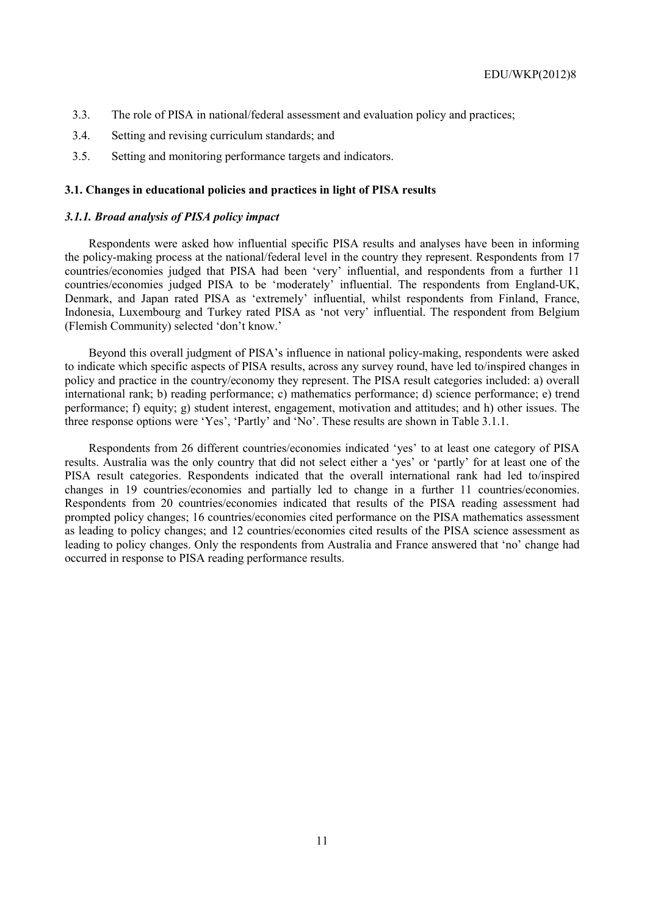3.3. The role of PISA in national/federal assessment and evaluation policy and practices;

3.4. Setting and revising curriculum standards; and

3.5. Setting and monitoring performance targets and indicators.

### 3.1. Changes in educational policies and practices in light of PISA results

#### *3.1.1. Broad analysis of PISA policy impact*

Respondents were asked how influential specific PISA results and analyses have been in informing the policy-making process at the national/federal level in the country they represent. Respondents from 17 countries/economies judged that PISA had been 'very' influential, and respondents from a further 11 countries/economies judged PISA to be 'moderately' influential. The respondents from England-UK, Denmark, and Japan rated PISA as 'extremely' influential, whilst respondents from Finland, France, Indonesia, Luxembourg and Turkey rated PISA as 'not very' influential. The respondent from Belgium (Flemish Community) selected 'don't know.'

Beyond this overall judgment of PISA's influence in national policy-making, respondents were asked to indicate which specific aspects of PISA results, across any survey round, have led to/inspired changes in policy and practice in the country/economy they represent. The PISA result categories included: a) overall international rank; b) reading performance; c) mathematics performance; d) science performance; e) trend performance; f) equity; g) student interest, engagement, motivation and attitudes; and h) other issues. The three response options were 'Yes', 'Partly' and 'No'. These results are shown in Table 3.1.1.

Respondents from 26 different countries/economies indicated 'yes' to at least one category of PISA results. Australia was the only country that did not select either a 'yes' or 'partly' for at least one of the PISA result categories. Respondents indicated that the overall international rank had led to/inspired changes in 19 countries/economies and partially led to change in a further 11 countries/economies. Respondents from 20 countries/economies indicated that results of the PISA reading assessment had prompted policy changes; 16 countries/economies cited performance on the PISA mathematics assessment as leading to policy changes; and 12 countries/economies cited results of the PISA science assessment as leading to policy changes. Only the respondents from Australia and France answered that 'no' change had occurred in response to PISA reading performance results.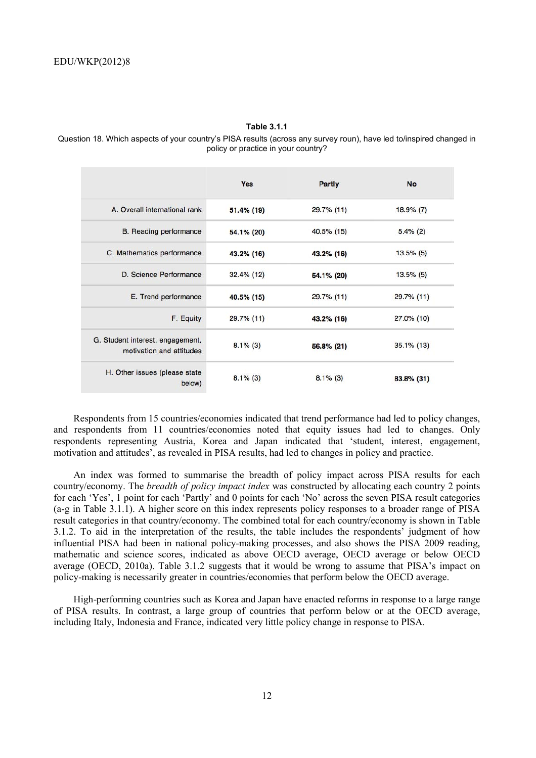**Table 3.1.1**

Question 18. Which aspects of your country's PISA results (across any survey roun), have led to/inspired changed in policy or practice in your country?

| | Yes | Partly | No |
|---|---|---|---|
| A. Overall international rank | **51.4% (19)** | 29.7% (11) | 18.9% (7) |
| B. Reading performance | **54.1% (20)** | 40.5% (15) | 5.4% (2) |
| C. Mathematics performance | **43.2% (16)** | **43.2% (16)** | 13.5% (5) |
| D. Science Performance | 32.4% (12) | **54.1% (20)** | 13.5% (5) |
| E. Trend performance | **40.5% (15)** | 29.7% (11) | 29.7% (11) |
| F. Equity | 29.7% (11) | **43.2% (16)** | 27.0% (10) |
| G. Student interest, engagement, motivation and attitudes | 8.1% (3) | **56.8% (21)** | 35.1% (13) |
| H. Other issues (please state below) | 8.1% (3) | 8.1% (3) | **83.8% (31)** |

Respondents from 15 countries/economies indicated that trend performance had led to policy changes, and respondents from 11 countries/economies noted that equity issues had led to changes. Only respondents representing Austria, Korea and Japan indicated that 'student, interest, engagement, motivation and attitudes', as revealed in PISA results, had led to changes in policy and practice.

An index was formed to summarise the breadth of policy impact across PISA results for each country/economy. The *breadth of policy impact index* was constructed by allocating each country 2 points for each 'Yes', 1 point for each 'Partly' and 0 points for each 'No' across the seven PISA result categories (a-g in Table 3.1.1). A higher score on this index represents policy responses to a broader range of PISA result categories in that country/economy. The combined total for each country/economy is shown in Table 3.1.2. To aid in the interpretation of the results, the table includes the respondents' judgment of how influential PISA had been in national policy-making processes, and also shows the PISA 2009 reading, mathematic and science scores, indicated as above OECD average, OECD average or below OECD average (OECD, 2010a). Table 3.1.2 suggests that it would be wrong to assume that PISA's impact on policy-making is necessarily greater in countries/economies that perform below the OECD average.

High-performing countries such as Korea and Japan have enacted reforms in response to a large range of PISA results. In contrast, a large group of countries that perform below or at the OECD average, including Italy, Indonesia and France, indicated very little policy change in response to PISA.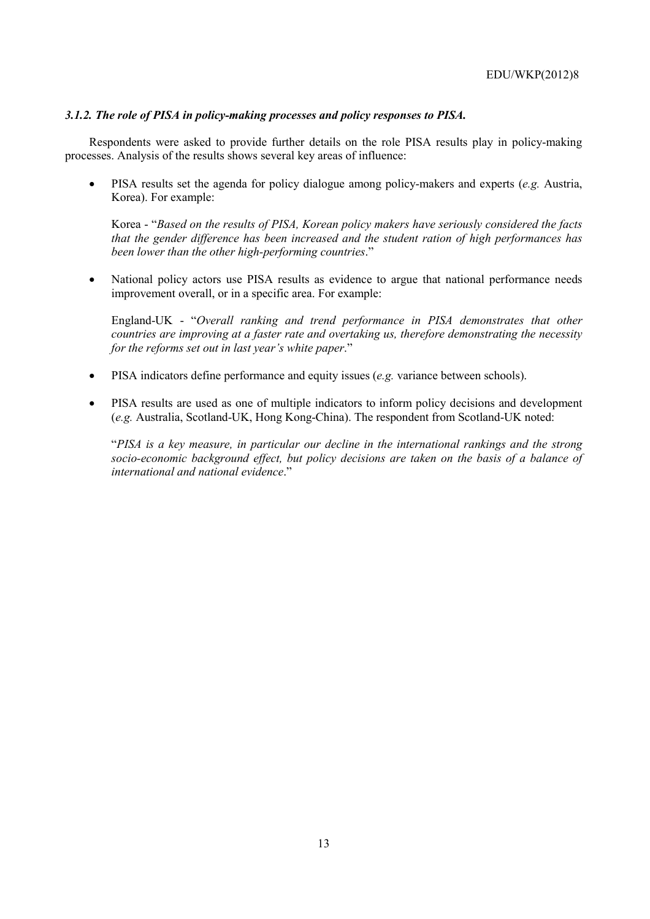### *3.1.2. The role of PISA in policy-making processes and policy responses to PISA.*

Respondents were asked to provide further details on the role PISA results play in policy-making processes. Analysis of the results shows several key areas of influence:

- PISA results set the agenda for policy dialogue among policy-makers and experts (*e.g.* Austria, Korea). For example:

  Korea - "*Based on the results of PISA, Korean policy makers have seriously considered the facts that the gender difference has been increased and the student ration of high performances has been lower than the other high-performing countries*."

- National policy actors use PISA results as evidence to argue that national performance needs improvement overall, or in a specific area. For example:

  England-UK - "*Overall ranking and trend performance in PISA demonstrates that other countries are improving at a faster rate and overtaking us, therefore demonstrating the necessity for the reforms set out in last year's white paper*."

- PISA indicators define performance and equity issues (*e.g.* variance between schools).

- PISA results are used as one of multiple indicators to inform policy decisions and development (*e.g.* Australia, Scotland-UK, Hong Kong-China). The respondent from Scotland-UK noted:

  "*PISA is a key measure, in particular our decline in the international rankings and the strong socio-economic background effect, but policy decisions are taken on the basis of a balance of international and national evidence*."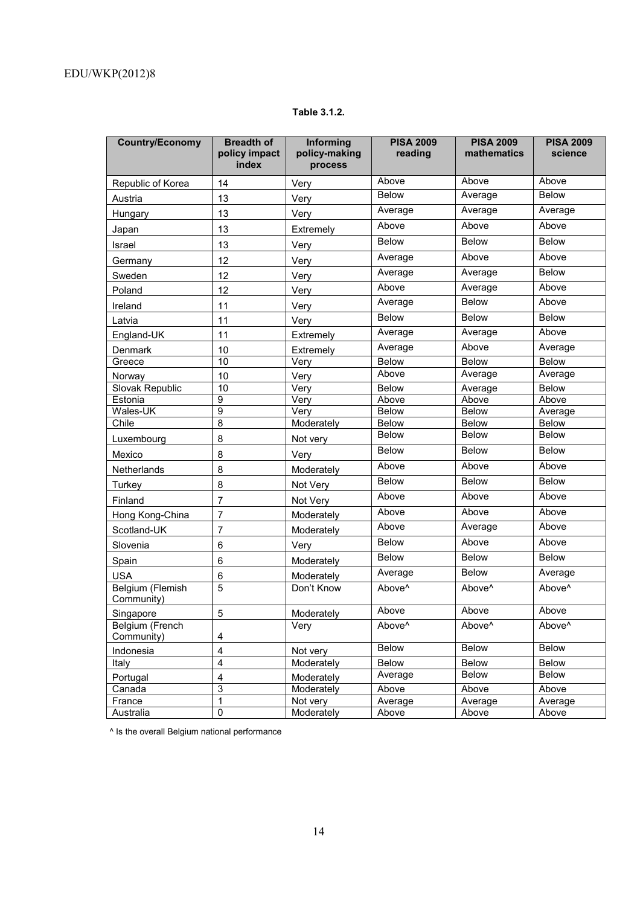**Table 3.1.2.**

| Country/Economy | Breadth of policy impact index | Informing policy-making process | PISA 2009 reading | PISA 2009 mathematics | PISA 2009 science |
|---|---|---|---|---|---|
| Republic of Korea | 14 | Very | Above | Above | Above |
| Austria | 13 | Very | Below | Average | Below |
| Hungary | 13 | Very | Average | Average | Average |
| Japan | 13 | Extremely | Above | Above | Above |
| Israel | 13 | Very | Below | Below | Below |
| Germany | 12 | Very | Average | Above | Above |
| Sweden | 12 | Very | Average | Average | Below |
| Poland | 12 | Very | Above | Average | Above |
| Ireland | 11 | Very | Average | Below | Above |
| Latvia | 11 | Very | Below | Below | Below |
| England-UK | 11 | Extremely | Average | Average | Above |
| Denmark | 10 | Extremely | Average | Above | Average |
| Greece | 10 | Very | Below | Below | Below |
| Norway | 10 | Very | Above | Average | Average |
| Slovak Republic | 10 | Very | Below | Average | Below |
| Estonia | 9 | Very | Above | Above | Above |
| Wales-UK | 9 | Very | Below | Below | Average |
| Chile | 8 | Moderately | Below | Below | Below |
| Luxembourg | 8 | Not very | Below | Below | Below |
| Mexico | 8 | Very | Below | Below | Below |
| Netherlands | 8 | Moderately | Above | Above | Above |
| Turkey | 8 | Not Very | Below | Below | Below |
| Finland | 7 | Not Very | Above | Above | Above |
| Hong Kong-China | 7 | Moderately | Above | Above | Above |
| Scotland-UK | 7 | Moderately | Above | Average | Above |
| Slovenia | 6 | Very | Below | Above | Above |
| Spain | 6 | Moderately | Below | Below | Below |
| USA | 6 | Moderately | Average | Below | Average |
| Belgium (Flemish Community) | 5 | Don't Know | Above^ | Above^ | Above^ |
| Singapore | 5 | Moderately | Above | Above | Above |
| Belgium (French Community) | 4 | Very | Above^ | Above^ | Above^ |
| Indonesia | 4 | Not very | Below | Below | Below |
| Italy | 4 | Moderately | Below | Below | Below |
| Portugal | 4 | Moderately | Average | Below | Below |
| Canada | 3 | Moderately | Above | Above | Above |
| France | 1 | Not very | Average | Average | Average |
| Australia | 0 | Moderately | Above | Above | Above |

^ Is the overall Belgium national performance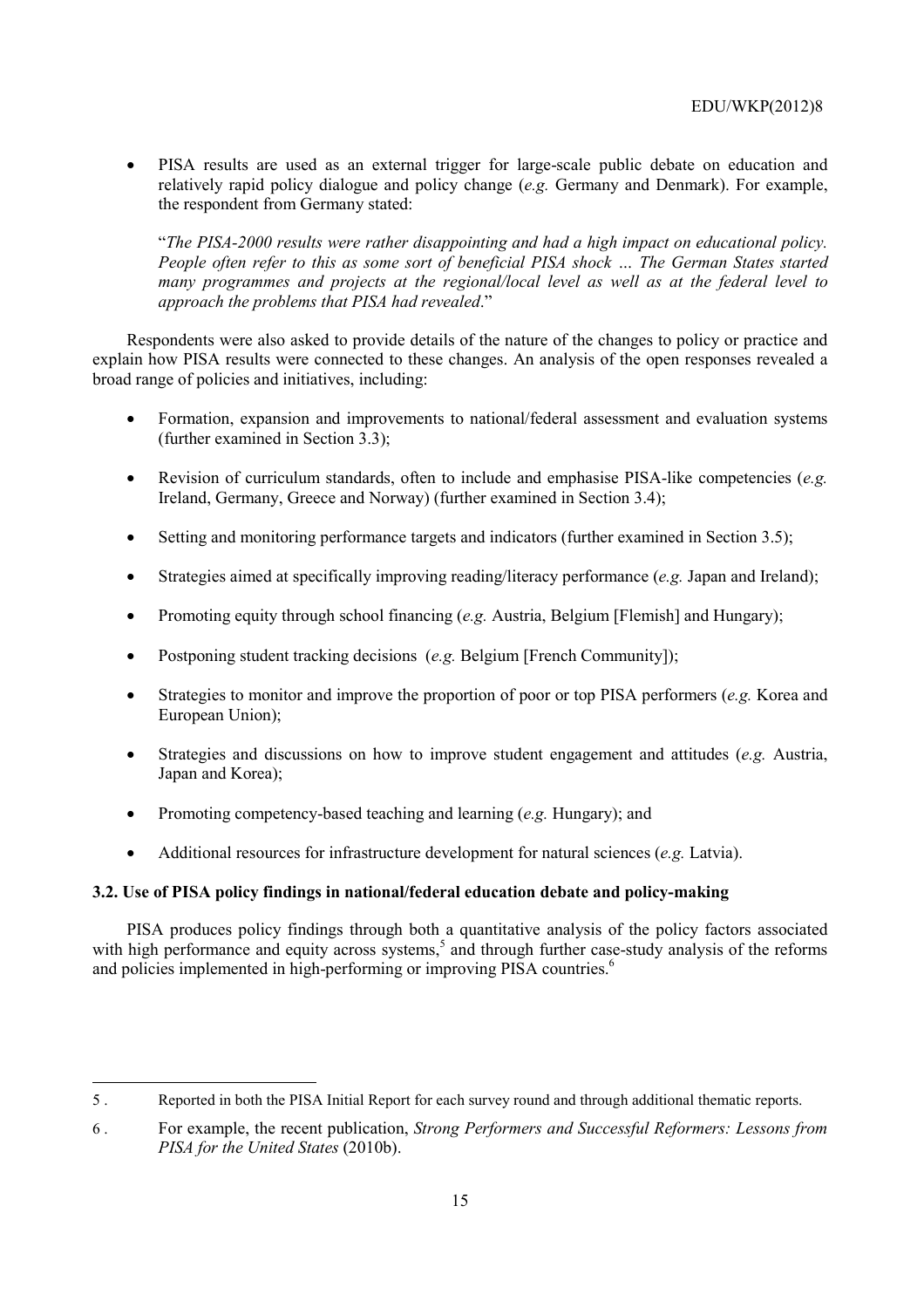- PISA results are used as an external trigger for large-scale public debate on education and relatively rapid policy dialogue and policy change (*e.g.* Germany and Denmark). For example, the respondent from Germany stated:

  "*The PISA-2000 results were rather disappointing and had a high impact on educational policy. People often refer to this as some sort of beneficial PISA shock … The German States started many programmes and projects at the regional/local level as well as at the federal level to approach the problems that PISA had revealed*."

Respondents were also asked to provide details of the nature of the changes to policy or practice and explain how PISA results were connected to these changes. An analysis of the open responses revealed a broad range of policies and initiatives, including:

- Formation, expansion and improvements to national/federal assessment and evaluation systems (further examined in Section 3.3);
- Revision of curriculum standards, often to include and emphasise PISA-like competencies (*e.g.* Ireland, Germany, Greece and Norway) (further examined in Section 3.4);
- Setting and monitoring performance targets and indicators (further examined in Section 3.5);
- Strategies aimed at specifically improving reading/literacy performance (*e.g.* Japan and Ireland);
- Promoting equity through school financing (*e.g.* Austria, Belgium [Flemish] and Hungary);
- Postponing student tracking decisions (*e.g.* Belgium [French Community]);
- Strategies to monitor and improve the proportion of poor or top PISA performers (*e.g.* Korea and European Union);
- Strategies and discussions on how to improve student engagement and attitudes (*e.g.* Austria, Japan and Korea);
- Promoting competency-based teaching and learning (*e.g.* Hungary); and
- Additional resources for infrastructure development for natural sciences (*e.g.* Latvia).

### 3.2. Use of PISA policy findings in national/federal education debate and policy-making

PISA produces policy findings through both a quantitative analysis of the policy factors associated with high performance and equity across systems,[5] and through further case-study analysis of the reforms and policies implemented in high-performing or improving PISA countries.[6]

---

5 . Reported in both the PISA Initial Report for each survey round and through additional thematic reports.

6 . For example, the recent publication, *Strong Performers and Successful Reformers: Lessons from PISA for the United States* (2010b).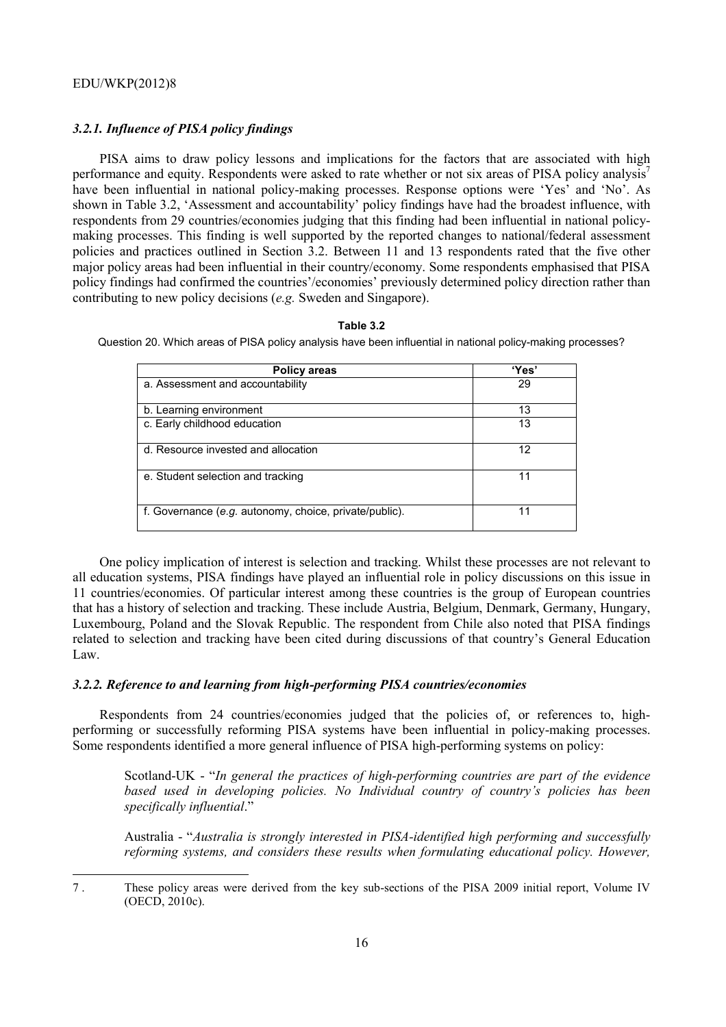### *3.2.1. Influence of PISA policy findings*

PISA aims to draw policy lessons and implications for the factors that are associated with high performance and equity. Respondents were asked to rate whether or not six areas of PISA policy analysis[7] have been influential in national policy-making processes. Response options were 'Yes' and 'No'. As shown in Table 3.2, 'Assessment and accountability' policy findings have had the broadest influence, with respondents from 29 countries/economies judging that this finding had been influential in national policy-making processes. This finding is well supported by the reported changes to national/federal assessment policies and practices outlined in Section 3.2. Between 11 and 13 respondents rated that the five other major policy areas had been influential in their country/economy. Some respondents emphasised that PISA policy findings had confirmed the countries'/economies' previously determined policy direction rather than contributing to new policy decisions (*e.g.* Sweden and Singapore).

**Table 3.2**

Question 20. Which areas of PISA policy analysis have been influential in national policy-making processes?

| Policy areas | 'Yes' |
|---|---|
| a. Assessment and accountability | 29 |
| b. Learning environment | 13 |
| c. Early childhood education | 13 |
| d. Resource invested and allocation | 12 |
| e. Student selection and tracking | 11 |
| f. Governance (*e.g.* autonomy, choice, private/public). | 11 |

One policy implication of interest is selection and tracking. Whilst these processes are not relevant to all education systems, PISA findings have played an influential role in policy discussions on this issue in 11 countries/economies. Of particular interest among these countries is the group of European countries that has a history of selection and tracking. These include Austria, Belgium, Denmark, Germany, Hungary, Luxembourg, Poland and the Slovak Republic. The respondent from Chile also noted that PISA findings related to selection and tracking have been cited during discussions of that country's General Education Law.

### *3.2.2. Reference to and learning from high-performing PISA countries/economies*

Respondents from 24 countries/economies judged that the policies of, or references to, high-performing or successfully reforming PISA systems have been influential in policy-making processes. Some respondents identified a more general influence of PISA high-performing systems on policy:

> Scotland-UK - "*In general the practices of high-performing countries are part of the evidence based used in developing policies. No Individual country of country's policies has been specifically influential*."

> Australia - "*Australia is strongly interested in PISA-identified high performing and successfully reforming systems, and considers these results when formulating educational policy. However,*

---

7 . These policy areas were derived from the key sub-sections of the PISA 2009 initial report, Volume IV (OECD, 2010c).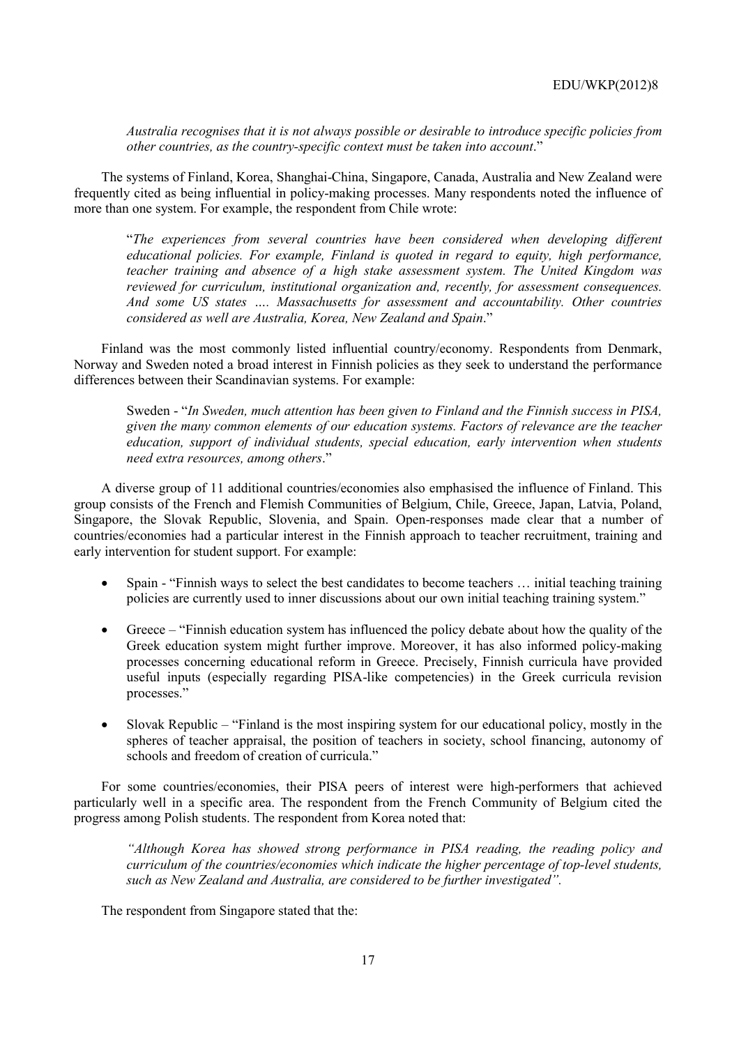*Australia recognises that it is not always possible or desirable to introduce specific policies from other countries, as the country-specific context must be taken into account*."

The systems of Finland, Korea, Shanghai-China, Singapore, Canada, Australia and New Zealand were frequently cited as being influential in policy-making processes. Many respondents noted the influence of more than one system. For example, the respondent from Chile wrote:

> "*The experiences from several countries have been considered when developing different educational policies. For example, Finland is quoted in regard to equity, high performance, teacher training and absence of a high stake assessment system. The United Kingdom was reviewed for curriculum, institutional organization and, recently, for assessment consequences. And some US states …. Massachusetts for assessment and accountability. Other countries considered as well are Australia, Korea, New Zealand and Spain*."

Finland was the most commonly listed influential country/economy. Respondents from Denmark, Norway and Sweden noted a broad interest in Finnish policies as they seek to understand the performance differences between their Scandinavian systems. For example:

> Sweden - "*In Sweden, much attention has been given to Finland and the Finnish success in PISA, given the many common elements of our education systems. Factors of relevance are the teacher education, support of individual students, special education, early intervention when students need extra resources, among others*."

A diverse group of 11 additional countries/economies also emphasised the influence of Finland. This group consists of the French and Flemish Communities of Belgium, Chile, Greece, Japan, Latvia, Poland, Singapore, the Slovak Republic, Slovenia, and Spain. Open-responses made clear that a number of countries/economies had a particular interest in the Finnish approach to teacher recruitment, training and early intervention for student support. For example:

- Spain - "Finnish ways to select the best candidates to become teachers … initial teaching training policies are currently used to inner discussions about our own initial teaching training system."
- Greece – "Finnish education system has influenced the policy debate about how the quality of the Greek education system might further improve. Moreover, it has also informed policy-making processes concerning educational reform in Greece. Precisely, Finnish curricula have provided useful inputs (especially regarding PISA-like competencies) in the Greek curricula revision processes."
- Slovak Republic – "Finland is the most inspiring system for our educational policy, mostly in the spheres of teacher appraisal, the position of teachers in society, school financing, autonomy of schools and freedom of creation of curricula."

For some countries/economies, their PISA peers of interest were high-performers that achieved particularly well in a specific area. The respondent from the French Community of Belgium cited the progress among Polish students. The respondent from Korea noted that:

> *"Although Korea has showed strong performance in PISA reading, the reading policy and curriculum of the countries/economies which indicate the higher percentage of top-level students, such as New Zealand and Australia, are considered to be further investigated".*

The respondent from Singapore stated that the: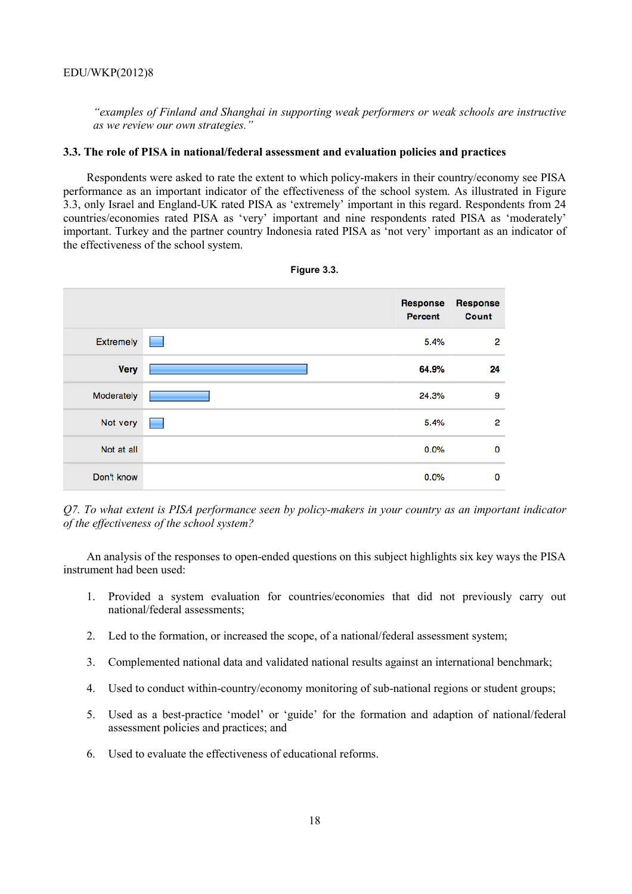*"examples of Finland and Shanghai in supporting weak performers or weak schools are instructive as we review our own strategies."*

### 3.3. The role of PISA in national/federal assessment and evaluation policies and practices

Respondents were asked to rate the extent to which policy-makers in their country/economy see PISA performance as an important indicator of the effectiveness of the school system. As illustrated in Figure 3.3, only Israel and England-UK rated PISA as 'extremely' important in this regard. Respondents from 24 countries/economies rated PISA as 'very' important and nine respondents rated PISA as 'moderately' important. Turkey and the partner country Indonesia rated PISA as 'not very' important as an indicator of the effectiveness of the school system.

**Figure 3.3.**

| | Response Percent | Response Count |
|---|---|---|
| Extremely | 5.4% | 2 |
| **Very** | **64.9%** | **24** |
| Moderately | 24.3% | 9 |
| Not very | 5.4% | 2 |
| Not at all | 0.0% | 0 |
| Don't know | 0.0% | 0 |

*Q7. To what extent is PISA performance seen by policy-makers in your country as an important indicator of the effectiveness of the school system?*

An analysis of the responses to open-ended questions on this subject highlights six key ways the PISA instrument had been used:

1. Provided a system evaluation for countries/economies that did not previously carry out national/federal assessments;
2. Led to the formation, or increased the scope, of a national/federal assessment system;
3. Complemented national data and validated national results against an international benchmark;
4. Used to conduct within-country/economy monitoring of sub-national regions or student groups;
5. Used as a best-practice 'model' or 'guide' for the formation and adaption of national/federal assessment policies and practices; and
6. Used to evaluate the effectiveness of educational reforms.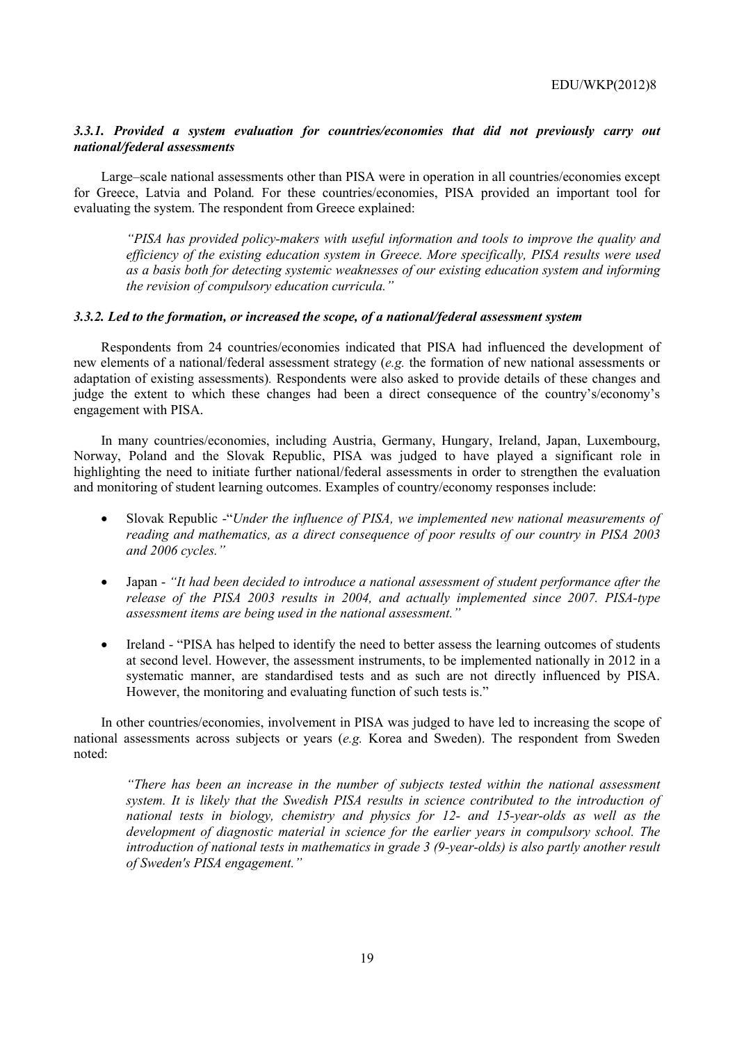### *3.3.1. Provided a system evaluation for countries/economies that did not previously carry out national/federal assessments*

Large–scale national assessments other than PISA were in operation in all countries/economies except for Greece, Latvia and Poland*.* For these countries/economies, PISA provided an important tool for evaluating the system. The respondent from Greece explained:

> *"PISA has provided policy-makers with useful information and tools to improve the quality and efficiency of the existing education system in Greece. More specifically, PISA results were used as a basis both for detecting systemic weaknesses of our existing education system and informing the revision of compulsory education curricula."*

### *3.3.2. Led to the formation, or increased the scope, of a national/federal assessment system*

Respondents from 24 countries/economies indicated that PISA had influenced the development of new elements of a national/federal assessment strategy (*e.g.* the formation of new national assessments or adaptation of existing assessments)*.* Respondents were also asked to provide details of these changes and judge the extent to which these changes had been a direct consequence of the country's/economy's engagement with PISA.

In many countries/economies, including Austria, Germany, Hungary, Ireland, Japan, Luxembourg, Norway, Poland and the Slovak Republic, PISA was judged to have played a significant role in highlighting the need to initiate further national/federal assessments in order to strengthen the evaluation and monitoring of student learning outcomes. Examples of country/economy responses include:

- Slovak Republic -"*Under the influence of PISA, we implemented new national measurements of reading and mathematics, as a direct consequence of poor results of our country in PISA 2003 and 2006 cycles."*
- Japan - *"It had been decided to introduce a national assessment of student performance after the release of the PISA 2003 results in 2004, and actually implemented since 2007. PISA-type assessment items are being used in the national assessment."*
- Ireland - "PISA has helped to identify the need to better assess the learning outcomes of students at second level. However, the assessment instruments, to be implemented nationally in 2012 in a systematic manner, are standardised tests and as such are not directly influenced by PISA. However, the monitoring and evaluating function of such tests is."

In other countries/economies, involvement in PISA was judged to have led to increasing the scope of national assessments across subjects or years (*e.g.* Korea and Sweden). The respondent from Sweden noted:

> *"There has been an increase in the number of subjects tested within the national assessment system. It is likely that the Swedish PISA results in science contributed to the introduction of national tests in biology, chemistry and physics for 12- and 15-year-olds as well as the development of diagnostic material in science for the earlier years in compulsory school. The introduction of national tests in mathematics in grade 3 (9-year-olds) is also partly another result of Sweden's PISA engagement."*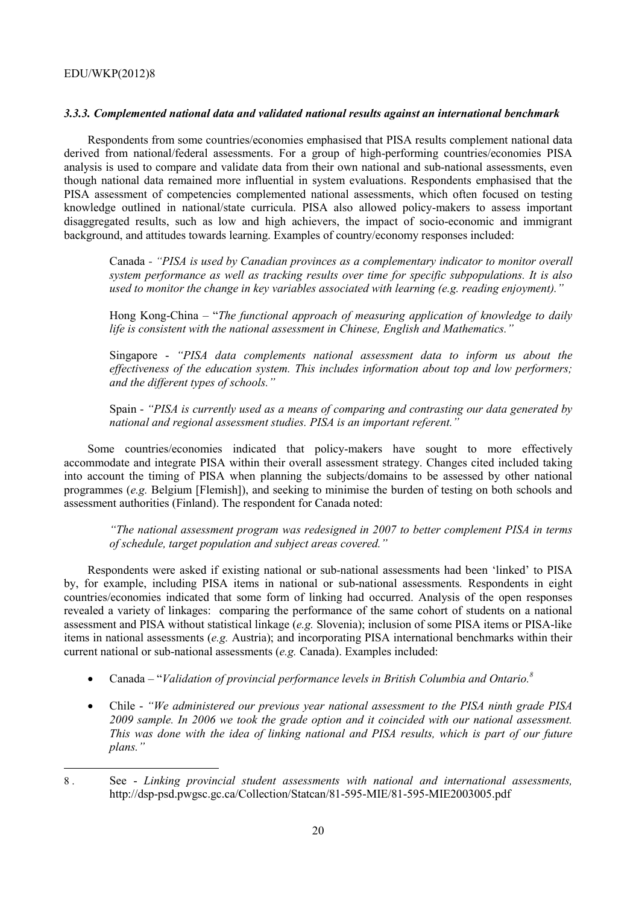### *3.3.3. Complemented national data and validated national results against an international benchmark*

Respondents from some countries/economies emphasised that PISA results complement national data derived from national/federal assessments. For a group of high-performing countries/economies PISA analysis is used to compare and validate data from their own national and sub-national assessments, even though national data remained more influential in system evaluations. Respondents emphasised that the PISA assessment of competencies complemented national assessments, which often focused on testing knowledge outlined in national/state curricula. PISA also allowed policy-makers to assess important disaggregated results, such as low and high achievers, the impact of socio-economic and immigrant background, and attitudes towards learning. Examples of country/economy responses included:

> Canada - *"PISA is used by Canadian provinces as a complementary indicator to monitor overall system performance as well as tracking results over time for specific subpopulations. It is also used to monitor the change in key variables associated with learning (e.g. reading enjoyment)."*
>
> Hong Kong-China – "*The functional approach of measuring application of knowledge to daily life is consistent with the national assessment in Chinese, English and Mathematics."*
>
> Singapore - *"PISA data complements national assessment data to inform us about the effectiveness of the education system. This includes information about top and low performers; and the different types of schools."*
>
> Spain - *"PISA is currently used as a means of comparing and contrasting our data generated by national and regional assessment studies. PISA is an important referent."*

Some countries/economies indicated that policy-makers have sought to more effectively accommodate and integrate PISA within their overall assessment strategy. Changes cited included taking into account the timing of PISA when planning the subjects/domains to be assessed by other national programmes (*e.g.* Belgium [Flemish]), and seeking to minimise the burden of testing on both schools and assessment authorities (Finland). The respondent for Canada noted:

> *"The national assessment program was redesigned in 2007 to better complement PISA in terms of schedule, target population and subject areas covered."*

Respondents were asked if existing national or sub-national assessments had been 'linked' to PISA by, for example, including PISA items in national or sub-national assessments*.* Respondents in eight countries/economies indicated that some form of linking had occurred. Analysis of the open responses revealed a variety of linkages: comparing the performance of the same cohort of students on a national assessment and PISA without statistical linkage (*e.g.* Slovenia); inclusion of some PISA items or PISA-like items in national assessments (*e.g.* Austria); and incorporating PISA international benchmarks within their current national or sub-national assessments (*e.g.* Canada). Examples included:

- Canada – "*Validation of provincial performance levels in British Columbia and Ontario.*[8]
- Chile - *"We administered our previous year national assessment to the PISA ninth grade PISA 2009 sample. In 2006 we took the grade option and it coincided with our national assessment. This was done with the idea of linking national and PISA results, which is part of our future plans."*

---

8 . See - *Linking provincial student assessments with national and international assessments,* http://dsp-psd.pwgsc.gc.ca/Collection/Statcan/81-595-MIE/81-595-MIE2003005.pdf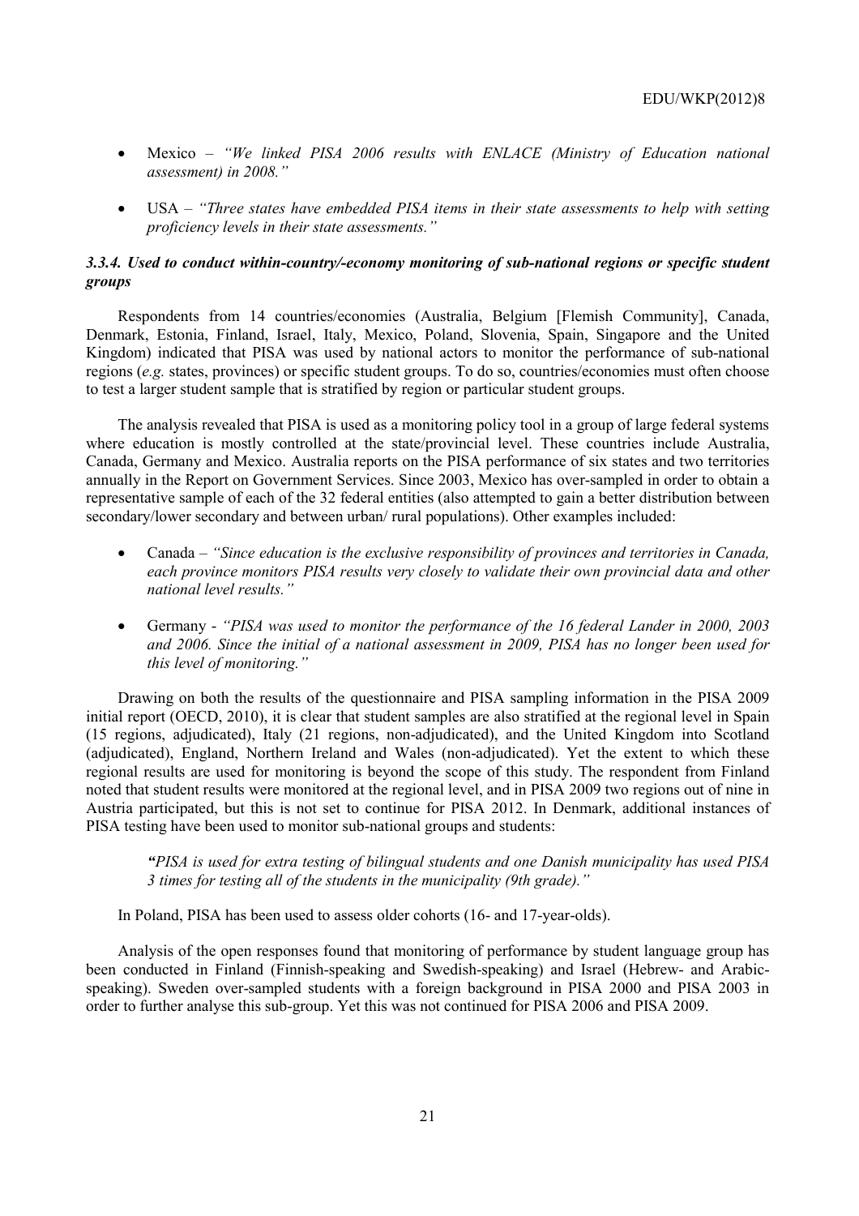- Mexico – *"We linked PISA 2006 results with ENLACE (Ministry of Education national assessment) in 2008."*

- USA – *"Three states have embedded PISA items in their state assessments to help with setting proficiency levels in their state assessments."*

### *3.3.4. Used to conduct within-country/-economy monitoring of sub-national regions or specific student groups*

Respondents from 14 countries/economies (Australia, Belgium [Flemish Community], Canada, Denmark, Estonia, Finland, Israel, Italy, Mexico, Poland, Slovenia, Spain, Singapore and the United Kingdom) indicated that PISA was used by national actors to monitor the performance of sub-national regions (*e.g.* states, provinces) or specific student groups. To do so, countries/economies must often choose to test a larger student sample that is stratified by region or particular student groups.

The analysis revealed that PISA is used as a monitoring policy tool in a group of large federal systems where education is mostly controlled at the state/provincial level. These countries include Australia, Canada, Germany and Mexico. Australia reports on the PISA performance of six states and two territories annually in the Report on Government Services. Since 2003, Mexico has over-sampled in order to obtain a representative sample of each of the 32 federal entities (also attempted to gain a better distribution between secondary/lower secondary and between urban/ rural populations). Other examples included:

- Canada – *"Since education is the exclusive responsibility of provinces and territories in Canada, each province monitors PISA results very closely to validate their own provincial data and other national level results."*

- Germany - *"PISA was used to monitor the performance of the 16 federal Lander in 2000, 2003 and 2006. Since the initial of a national assessment in 2009, PISA has no longer been used for this level of monitoring."*

Drawing on both the results of the questionnaire and PISA sampling information in the PISA 2009 initial report (OECD, 2010), it is clear that student samples are also stratified at the regional level in Spain (15 regions, adjudicated), Italy (21 regions, non-adjudicated), and the United Kingdom into Scotland (adjudicated), England, Northern Ireland and Wales (non-adjudicated). Yet the extent to which these regional results are used for monitoring is beyond the scope of this study. The respondent from Finland noted that student results were monitored at the regional level, and in PISA 2009 two regions out of nine in Austria participated, but this is not set to continue for PISA 2012. In Denmark, additional instances of PISA testing have been used to monitor sub-national groups and students:

> *"PISA is used for extra testing of bilingual students and one Danish municipality has used PISA 3 times for testing all of the students in the municipality (9th grade)."*

In Poland, PISA has been used to assess older cohorts (16- and 17-year-olds).

Analysis of the open responses found that monitoring of performance by student language group has been conducted in Finland (Finnish-speaking and Swedish-speaking) and Israel (Hebrew- and Arabic-speaking). Sweden over-sampled students with a foreign background in PISA 2000 and PISA 2003 in order to further analyse this sub-group. Yet this was not continued for PISA 2006 and PISA 2009.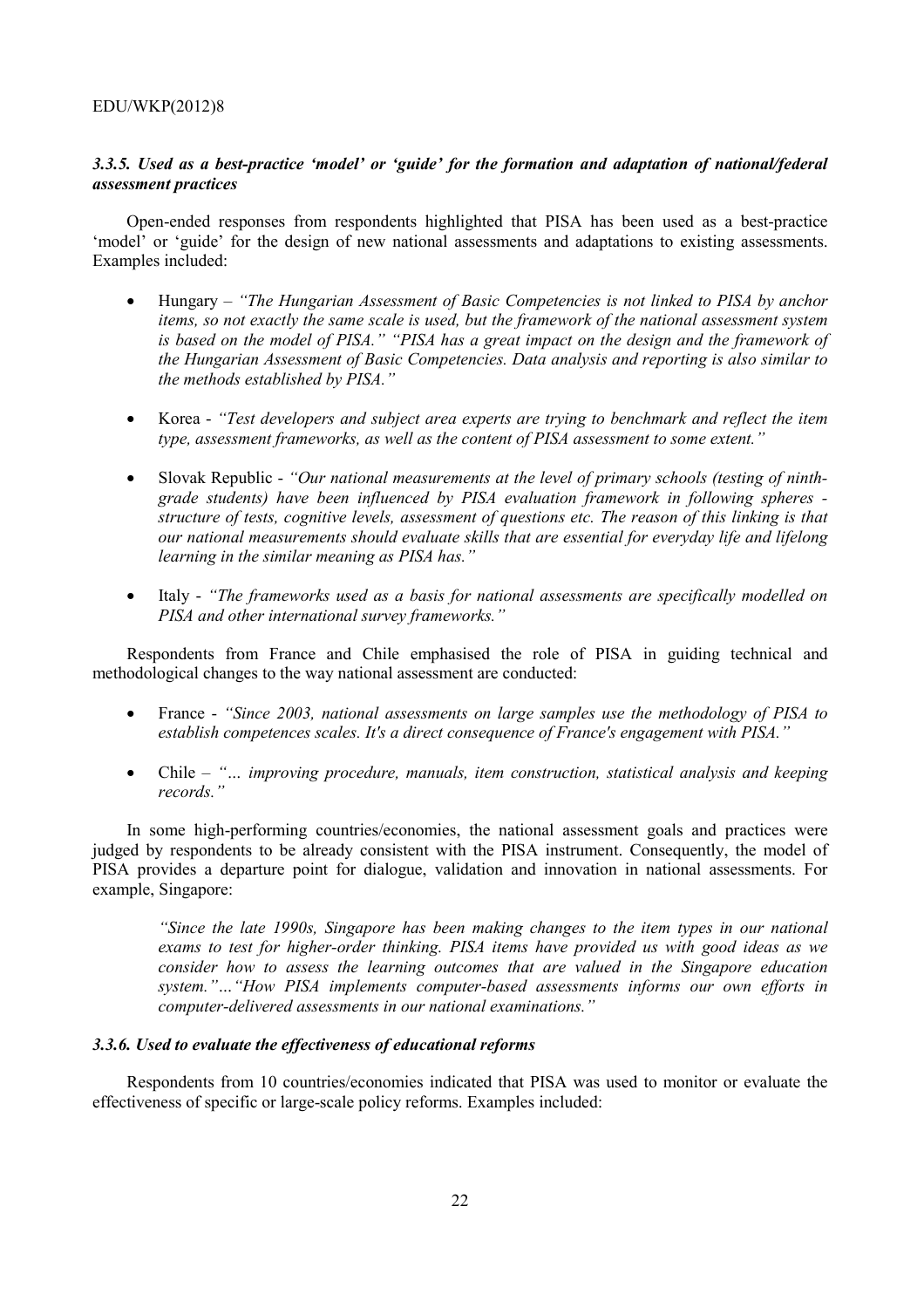### *3.3.5. Used as a best-practice 'model' or 'guide' for the formation and adaptation of national/federal assessment practices*

Open-ended responses from respondents highlighted that PISA has been used as a best-practice 'model' or 'guide' for the design of new national assessments and adaptations to existing assessments. Examples included:

- Hungary – *"The Hungarian Assessment of Basic Competencies is not linked to PISA by anchor items, so not exactly the same scale is used, but the framework of the national assessment system is based on the model of PISA." "PISA has a great impact on the design and the framework of the Hungarian Assessment of Basic Competencies. Data analysis and reporting is also similar to the methods established by PISA."*

- Korea - *"Test developers and subject area experts are trying to benchmark and reflect the item type, assessment frameworks, as well as the content of PISA assessment to some extent."*

- Slovak Republic - *"Our national measurements at the level of primary schools (testing of ninth-grade students) have been influenced by PISA evaluation framework in following spheres - structure of tests, cognitive levels, assessment of questions etc. The reason of this linking is that our national measurements should evaluate skills that are essential for everyday life and lifelong learning in the similar meaning as PISA has."*

- Italy - *"The frameworks used as a basis for national assessments are specifically modelled on PISA and other international survey frameworks."*

Respondents from France and Chile emphasised the role of PISA in guiding technical and methodological changes to the way national assessment are conducted:

- France - *"Since 2003, national assessments on large samples use the methodology of PISA to establish competences scales. It's a direct consequence of France's engagement with PISA."*

- Chile – *"… improving procedure, manuals, item construction, statistical analysis and keeping records."*

In some high-performing countries/economies, the national assessment goals and practices were judged by respondents to be already consistent with the PISA instrument. Consequently, the model of PISA provides a departure point for dialogue, validation and innovation in national assessments. For example, Singapore:

> *"Since the late 1990s, Singapore has been making changes to the item types in our national exams to test for higher-order thinking. PISA items have provided us with good ideas as we consider how to assess the learning outcomes that are valued in the Singapore education system."…"How PISA implements computer-based assessments informs our own efforts in computer-delivered assessments in our national examinations."*

### *3.3.6. Used to evaluate the effectiveness of educational reforms*

Respondents from 10 countries/economies indicated that PISA was used to monitor or evaluate the effectiveness of specific or large-scale policy reforms. Examples included: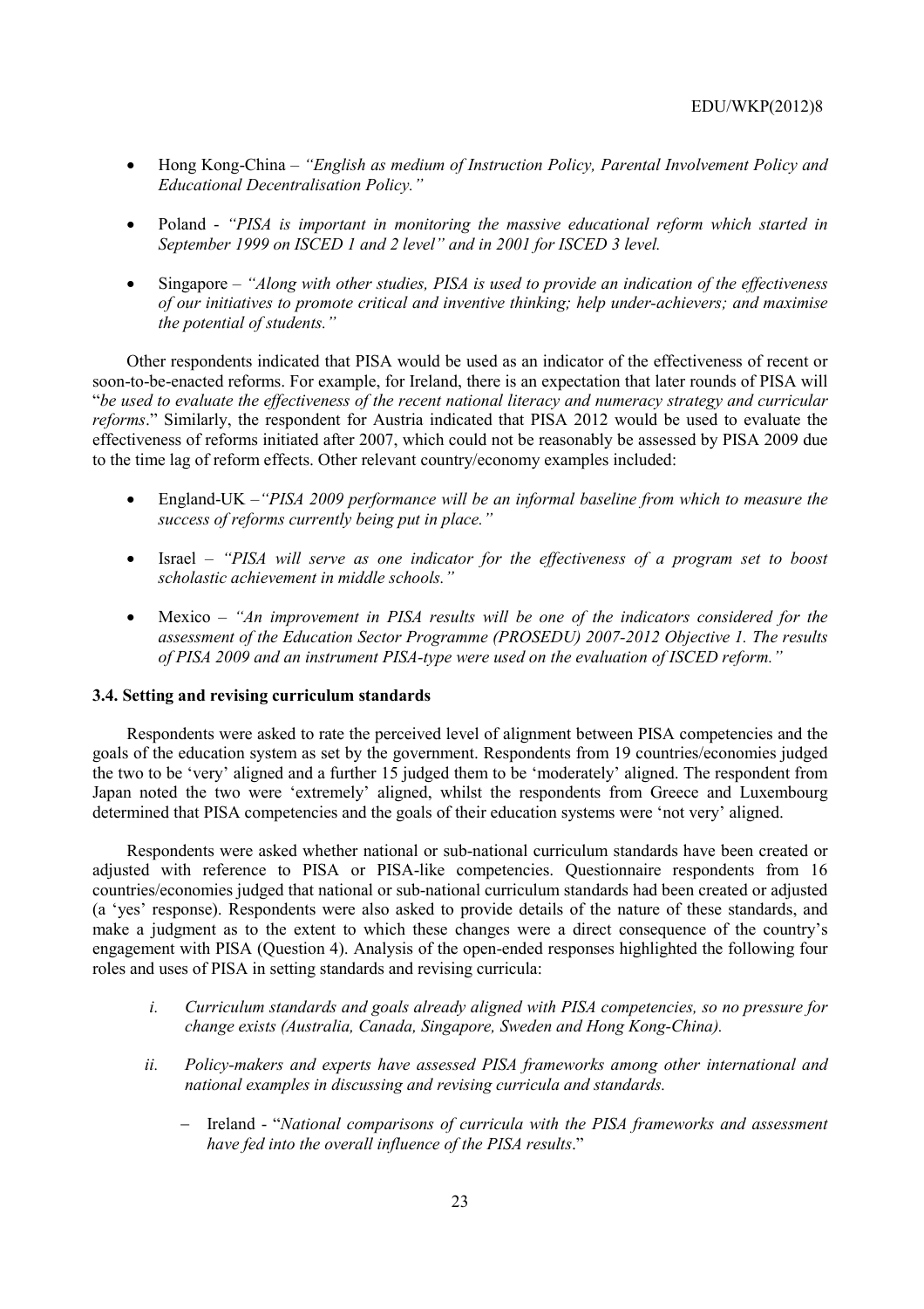- Hong Kong-China – *"English as medium of Instruction Policy, Parental Involvement Policy and Educational Decentralisation Policy."*

- Poland - *"PISA is important in monitoring the massive educational reform which started in September 1999 on ISCED 1 and 2 level" and in 2001 for ISCED 3 level.*

- Singapore – *"Along with other studies, PISA is used to provide an indication of the effectiveness of our initiatives to promote critical and inventive thinking; help under-achievers; and maximise the potential of students."*

Other respondents indicated that PISA would be used as an indicator of the effectiveness of recent or soon-to-be-enacted reforms. For example, for Ireland, there is an expectation that later rounds of PISA will "*be used to evaluate the effectiveness of the recent national literacy and numeracy strategy and curricular reforms*." Similarly, the respondent for Austria indicated that PISA 2012 would be used to evaluate the effectiveness of reforms initiated after 2007, which could not be reasonably be assessed by PISA 2009 due to the time lag of reform effects. Other relevant country/economy examples included:

- England-UK –*"PISA 2009 performance will be an informal baseline from which to measure the success of reforms currently being put in place."*

- Israel – *"PISA will serve as one indicator for the effectiveness of a program set to boost scholastic achievement in middle schools."*

- Mexico – *"An improvement in PISA results will be one of the indicators considered for the assessment of the Education Sector Programme (PROSEDU) 2007-2012 Objective 1. The results of PISA 2009 and an instrument PISA-type were used on the evaluation of ISCED reform."*

### 3.4. Setting and revising curriculum standards

Respondents were asked to rate the perceived level of alignment between PISA competencies and the goals of the education system as set by the government. Respondents from 19 countries/economies judged the two to be 'very' aligned and a further 15 judged them to be 'moderately' aligned. The respondent from Japan noted the two were 'extremely' aligned, whilst the respondents from Greece and Luxembourg determined that PISA competencies and the goals of their education systems were 'not very' aligned.

Respondents were asked whether national or sub-national curriculum standards have been created or adjusted with reference to PISA or PISA-like competencies. Questionnaire respondents from 16 countries/economies judged that national or sub-national curriculum standards had been created or adjusted (a 'yes' response). Respondents were also asked to provide details of the nature of these standards, and make a judgment as to the extent to which these changes were a direct consequence of the country's engagement with PISA (Question 4). Analysis of the open-ended responses highlighted the following four roles and uses of PISA in setting standards and revising curricula:

*i. Curriculum standards and goals already aligned with PISA competencies, so no pressure for change exists (Australia, Canada, Singapore, Sweden and Hong Kong-China).*

*ii. Policy-makers and experts have assessed PISA frameworks among other international and national examples in discussing and revising curricula and standards.*

  - Ireland - "*National comparisons of curricula with the PISA frameworks and assessment have fed into the overall influence of the PISA results*."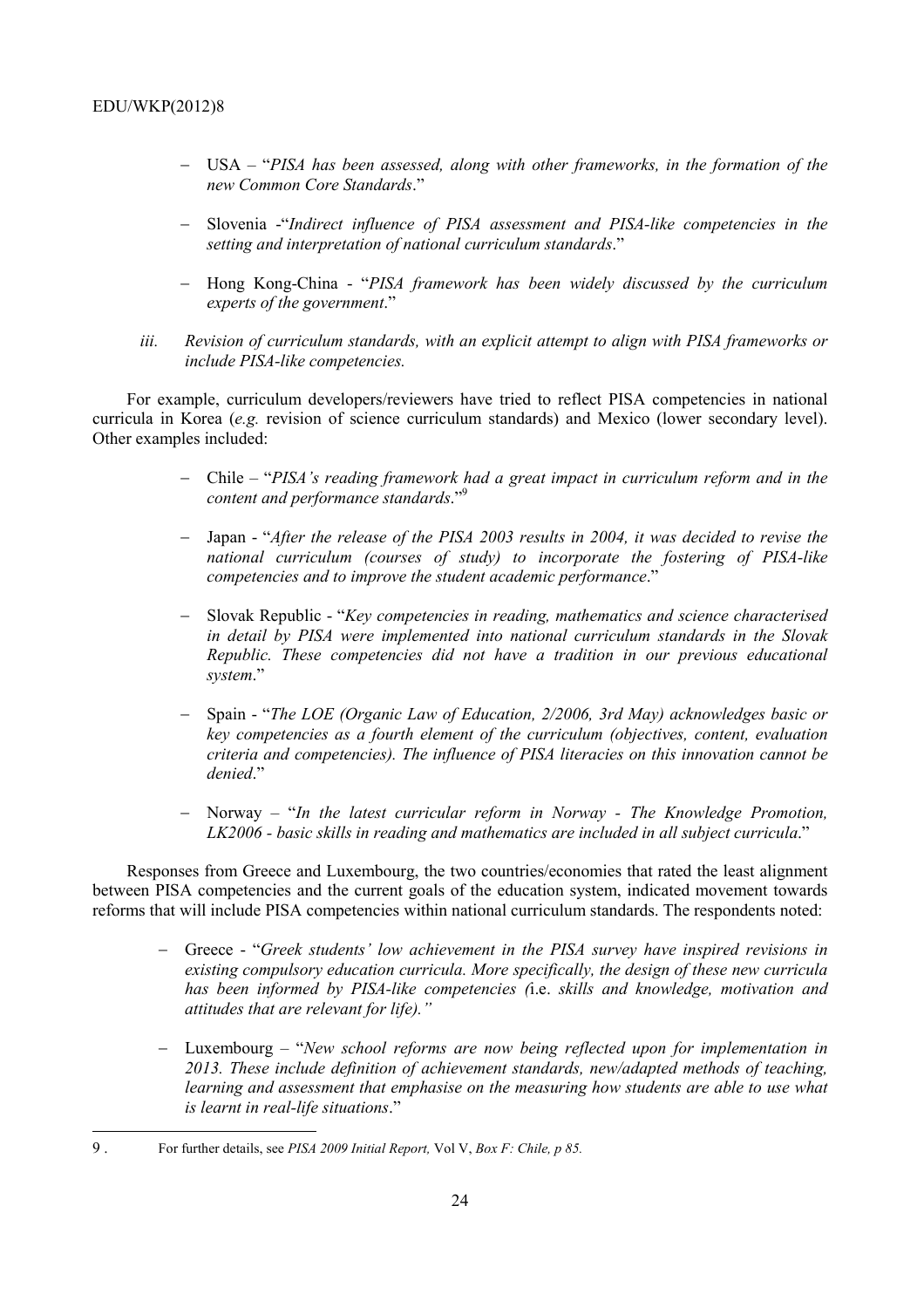- USA – "*PISA has been assessed, along with other frameworks, in the formation of the new Common Core Standards*."
- Slovenia -"*Indirect influence of PISA assessment and PISA-like competencies in the setting and interpretation of national curriculum standards*."
- Hong Kong-China - "*PISA framework has been widely discussed by the curriculum experts of the government*."

*iii. Revision of curriculum standards, with an explicit attempt to align with PISA frameworks or include PISA-like competencies.*

For example, curriculum developers/reviewers have tried to reflect PISA competencies in national curricula in Korea (*e.g.* revision of science curriculum standards) and Mexico (lower secondary level). Other examples included:

- Chile – "*PISA's reading framework had a great impact in curriculum reform and in the content and performance standards*."[9]
- Japan - "*After the release of the PISA 2003 results in 2004, it was decided to revise the national curriculum (courses of study) to incorporate the fostering of PISA-like competencies and to improve the student academic performance*."
- Slovak Republic - "*Key competencies in reading, mathematics and science characterised in detail by PISA were implemented into national curriculum standards in the Slovak Republic. These competencies did not have a tradition in our previous educational system*."
- Spain - "*The LOE (Organic Law of Education, 2/2006, 3rd May) acknowledges basic or key competencies as a fourth element of the curriculum (objectives, content, evaluation criteria and competencies). The influence of PISA literacies on this innovation cannot be denied*."
- Norway – "*In the latest curricular reform in Norway - The Knowledge Promotion, LK2006 - basic skills in reading and mathematics are included in all subject curricula*."

Responses from Greece and Luxembourg, the two countries/economies that rated the least alignment between PISA competencies and the current goals of the education system, indicated movement towards reforms that will include PISA competencies within national curriculum standards. The respondents noted:

- Greece - "*Greek students' low achievement in the PISA survey have inspired revisions in existing compulsory education curricula. More specifically, the design of these new curricula has been informed by PISA-like competencies (*i.e. *skills and knowledge, motivation and attitudes that are relevant for life).*"
- Luxembourg – "*New school reforms are now being reflected upon for implementation in 2013. These include definition of achievement standards, new/adapted methods of teaching, learning and assessment that emphasise on the measuring how students are able to use what is learnt in real-life situations*."

---

9 . For further details, see *PISA 2009 Initial Report,* Vol V, *Box F: Chile, p 85.*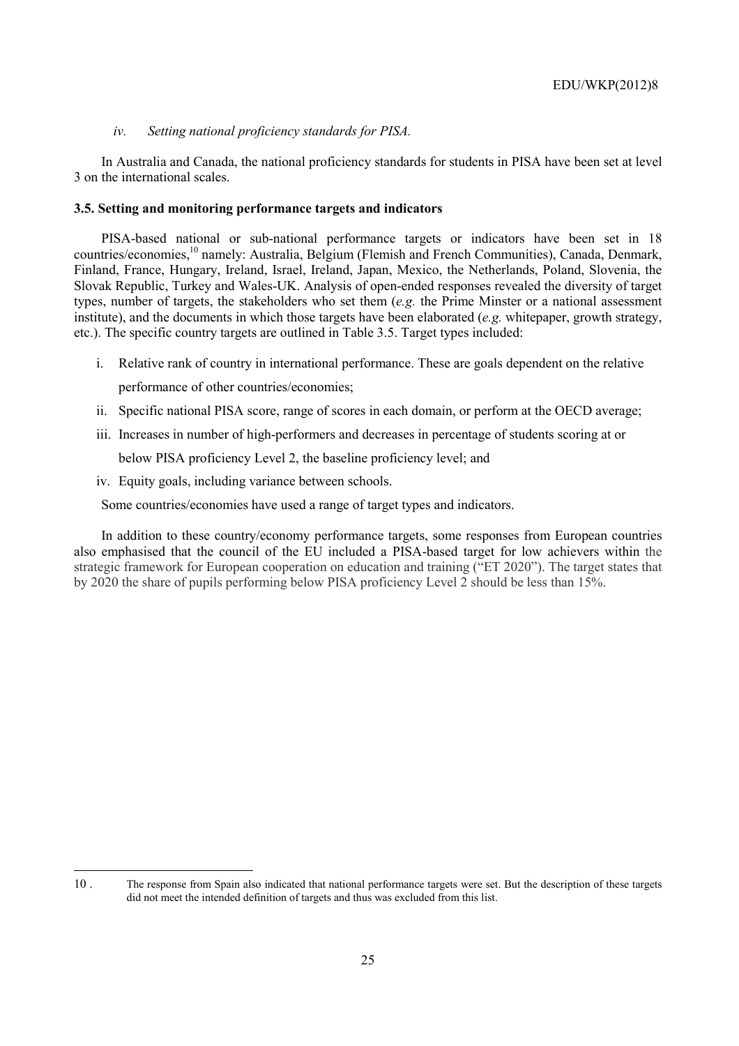*iv. Setting national proficiency standards for PISA.*

In Australia and Canada, the national proficiency standards for students in PISA have been set at level 3 on the international scales.

### 3.5. Setting and monitoring performance targets and indicators

PISA-based national or sub-national performance targets or indicators have been set in 18 countries/economies,[10] namely: Australia, Belgium (Flemish and French Communities), Canada, Denmark, Finland, France, Hungary, Ireland, Israel, Ireland, Japan, Mexico, the Netherlands, Poland, Slovenia, the Slovak Republic, Turkey and Wales-UK. Analysis of open-ended responses revealed the diversity of target types, number of targets, the stakeholders who set them (*e.g.* the Prime Minster or a national assessment institute), and the documents in which those targets have been elaborated (*e.g.* whitepaper, growth strategy, etc.). The specific country targets are outlined in Table 3.5. Target types included:

i. Relative rank of country in international performance. These are goals dependent on the relative performance of other countries/economies;
ii. Specific national PISA score, range of scores in each domain, or perform at the OECD average;
iii. Increases in number of high-performers and decreases in percentage of students scoring at or below PISA proficiency Level 2, the baseline proficiency level; and
iv. Equity goals, including variance between schools.

Some countries/economies have used a range of target types and indicators.

In addition to these country/economy performance targets, some responses from European countries also emphasised that the council of the EU included a PISA-based target for low achievers within the strategic framework for European cooperation on education and training ("ET 2020"). The target states that by 2020 the share of pupils performing below PISA proficiency Level 2 should be less than 15%.

---

10 . The response from Spain also indicated that national performance targets were set. But the description of these targets did not meet the intended definition of targets and thus was excluded from this list.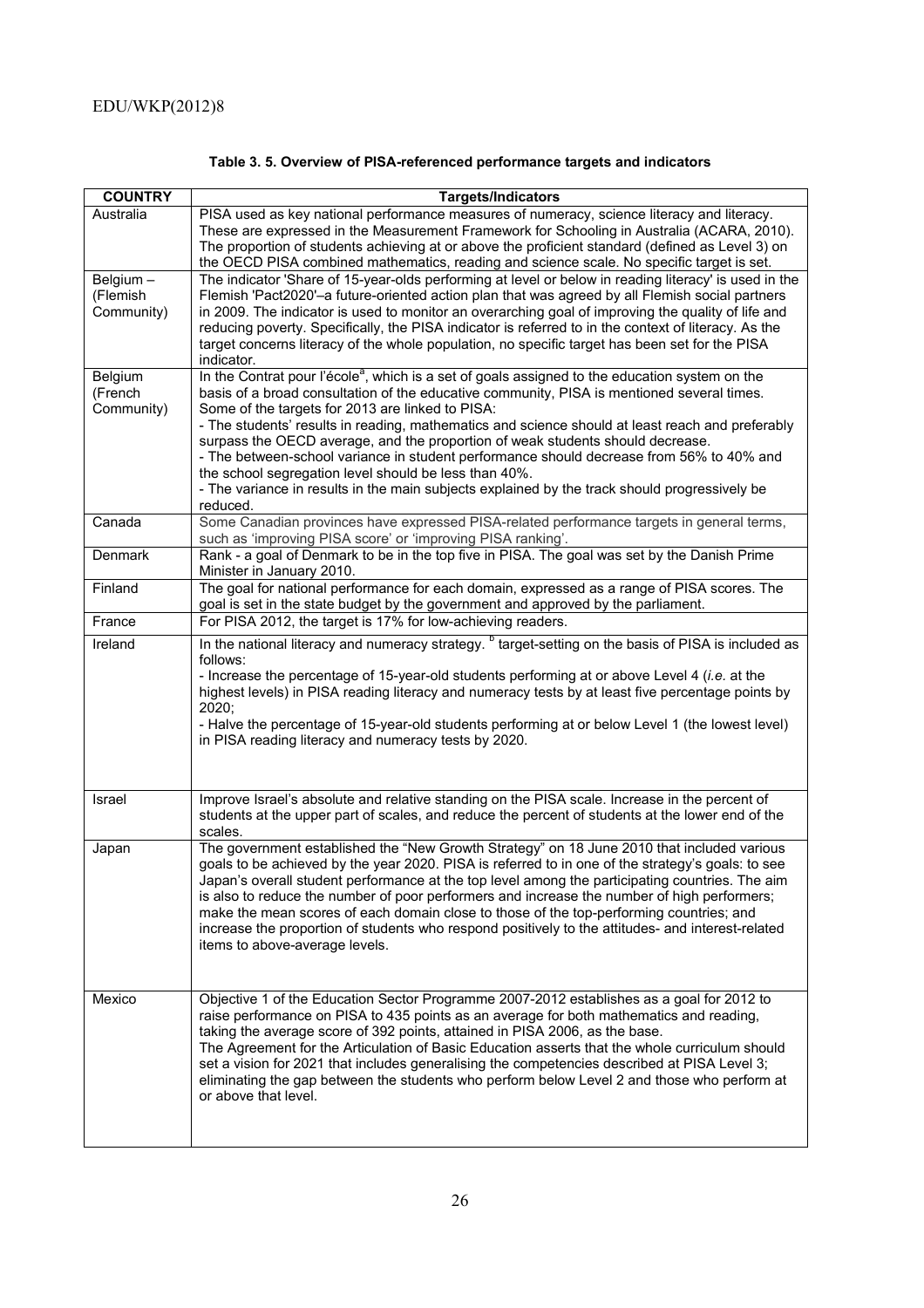**Table 3. 5. Overview of PISA-referenced performance targets and indicators**

| COUNTRY | Targets/Indicators |
|---|---|
| Australia | PISA used as key national performance measures of numeracy, science literacy and literacy. These are expressed in the Measurement Framework for Schooling in Australia (ACARA, 2010). The proportion of students achieving at or above the proficient standard (defined as Level 3) on the OECD PISA combined mathematics, reading and science scale. No specific target is set. |
| Belgium – (Flemish Community) | The indicator 'Share of 15-year-olds performing at level or below in reading literacy' is used in the Flemish 'Pact2020'–a future-oriented action plan that was agreed by all Flemish social partners in 2009. The indicator is used to monitor an overarching goal of improving the quality of life and reducing poverty. Specifically, the PISA indicator is referred to in the context of literacy. As the target concerns literacy of the whole population, no specific target has been set for the PISA indicator. |
| Belgium (French Community) | In the Contrat pour l'école[a], which is a set of goals assigned to the education system on the basis of a broad consultation of the educative community, PISA is mentioned several times. Some of the targets for 2013 are linked to PISA:<br>- The students' results in reading, mathematics and science should at least reach and preferably surpass the OECD average, and the proportion of weak students should decrease.<br>- The between-school variance in student performance should decrease from 56% to 40% and the school segregation level should be less than 40%.<br>- The variance in results in the main subjects explained by the track should progressively be reduced. |
| Canada | Some Canadian provinces have expressed PISA-related performance targets in general terms, such as 'improving PISA score' or 'improving PISA ranking'. |
| Denmark | Rank - a goal of Denmark to be in the top five in PISA. The goal was set by the Danish Prime Minister in January 2010. |
| Finland | The goal for national performance for each domain, expressed as a range of PISA scores. The goal is set in the state budget by the government and approved by the parliament. |
| France | For PISA 2012, the target is 17% for low-achieving readers. |
| Ireland | In the national literacy and numeracy strategy. [b] target-setting on the basis of PISA is included as follows:<br>- Increase the percentage of 15-year-old students performing at or above Level 4 (*i.e.* at the highest levels) in PISA reading literacy and numeracy tests by at least five percentage points by 2020;<br>- Halve the percentage of 15-year-old students performing at or below Level 1 (the lowest level) in PISA reading literacy and numeracy tests by 2020. |
| Israel | Improve Israel's absolute and relative standing on the PISA scale. Increase in the percent of students at the upper part of scales, and reduce the percent of students at the lower end of the scales. |
| Japan | The government established the "New Growth Strategy" on 18 June 2010 that included various goals to be achieved by the year 2020. PISA is referred to in one of the strategy's goals: to see Japan's overall student performance at the top level among the participating countries. The aim is also to reduce the number of poor performers and increase the number of high performers; make the mean scores of each domain close to those of the top-performing countries; and increase the proportion of students who respond positively to the attitudes- and interest-related items to above-average levels. |
| Mexico | Objective 1 of the Education Sector Programme 2007-2012 establishes as a goal for 2012 to raise performance on PISA to 435 points as an average for both mathematics and reading, taking the average score of 392 points, attained in PISA 2006, as the base.<br>The Agreement for the Articulation of Basic Education asserts that the whole curriculum should set a vision for 2021 that includes generalising the competencies described at PISA Level 3; eliminating the gap between the students who perform below Level 2 and those who perform at or above that level. |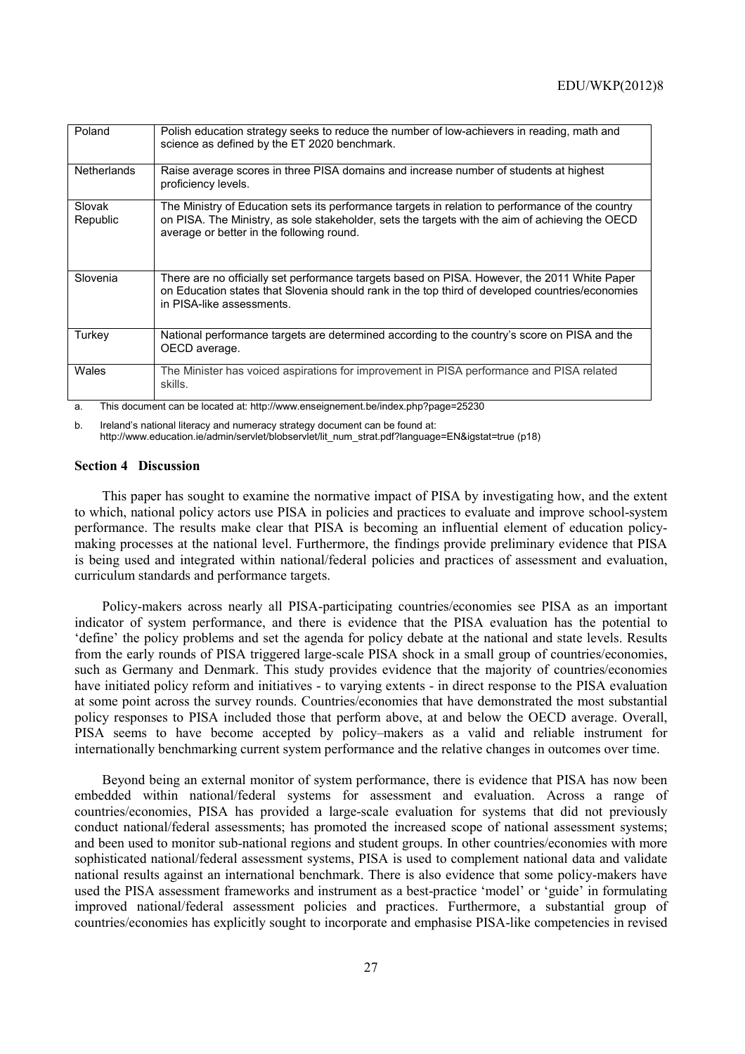| Poland | Polish education strategy seeks to reduce the number of low-achievers in reading, math and science as defined by the ET 2020 benchmark. |
|---|---|
| Netherlands | Raise average scores in three PISA domains and increase number of students at highest proficiency levels. |
| Slovak Republic | The Ministry of Education sets its performance targets in relation to performance of the country on PISA. The Ministry, as sole stakeholder, sets the targets with the aim of achieving the OECD average or better in the following round. |
| Slovenia | There are no officially set performance targets based on PISA. However, the 2011 White Paper on Education states that Slovenia should rank in the top third of developed countries/economies in PISA-like assessments. |
| Turkey | National performance targets are determined according to the country's score on PISA and the OECD average. |
| Wales | The Minister has voiced aspirations for improvement in PISA performance and PISA related skills. |

a. This document can be located at: http://www.enseignement.be/index.php?page=25230

b. Ireland's national literacy and numeracy strategy document can be found at: http://www.education.ie/admin/servlet/blobservlet/lit_num_strat.pdf?language=EN&igstat=true (p18)

### Section 4 Discussion

This paper has sought to examine the normative impact of PISA by investigating how, and the extent to which, national policy actors use PISA in policies and practices to evaluate and improve school-system performance. The results make clear that PISA is becoming an influential element of education policy-making processes at the national level. Furthermore, the findings provide preliminary evidence that PISA is being used and integrated within national/federal policies and practices of assessment and evaluation, curriculum standards and performance targets.

Policy-makers across nearly all PISA-participating countries/economies see PISA as an important indicator of system performance, and there is evidence that the PISA evaluation has the potential to 'define' the policy problems and set the agenda for policy debate at the national and state levels. Results from the early rounds of PISA triggered large-scale PISA shock in a small group of countries/economies, such as Germany and Denmark. This study provides evidence that the majority of countries/economies have initiated policy reform and initiatives - to varying extents - in direct response to the PISA evaluation at some point across the survey rounds. Countries/economies that have demonstrated the most substantial policy responses to PISA included those that perform above, at and below the OECD average. Overall, PISA seems to have become accepted by policy–makers as a valid and reliable instrument for internationally benchmarking current system performance and the relative changes in outcomes over time.

Beyond being an external monitor of system performance, there is evidence that PISA has now been embedded within national/federal systems for assessment and evaluation. Across a range of countries/economies, PISA has provided a large-scale evaluation for systems that did not previously conduct national/federal assessments; has promoted the increased scope of national assessment systems; and been used to monitor sub-national regions and student groups. In other countries/economies with more sophisticated national/federal assessment systems, PISA is used to complement national data and validate national results against an international benchmark. There is also evidence that some policy-makers have used the PISA assessment frameworks and instrument as a best-practice 'model' or 'guide' in formulating improved national/federal assessment policies and practices. Furthermore, a substantial group of countries/economies has explicitly sought to incorporate and emphasise PISA-like competencies in revised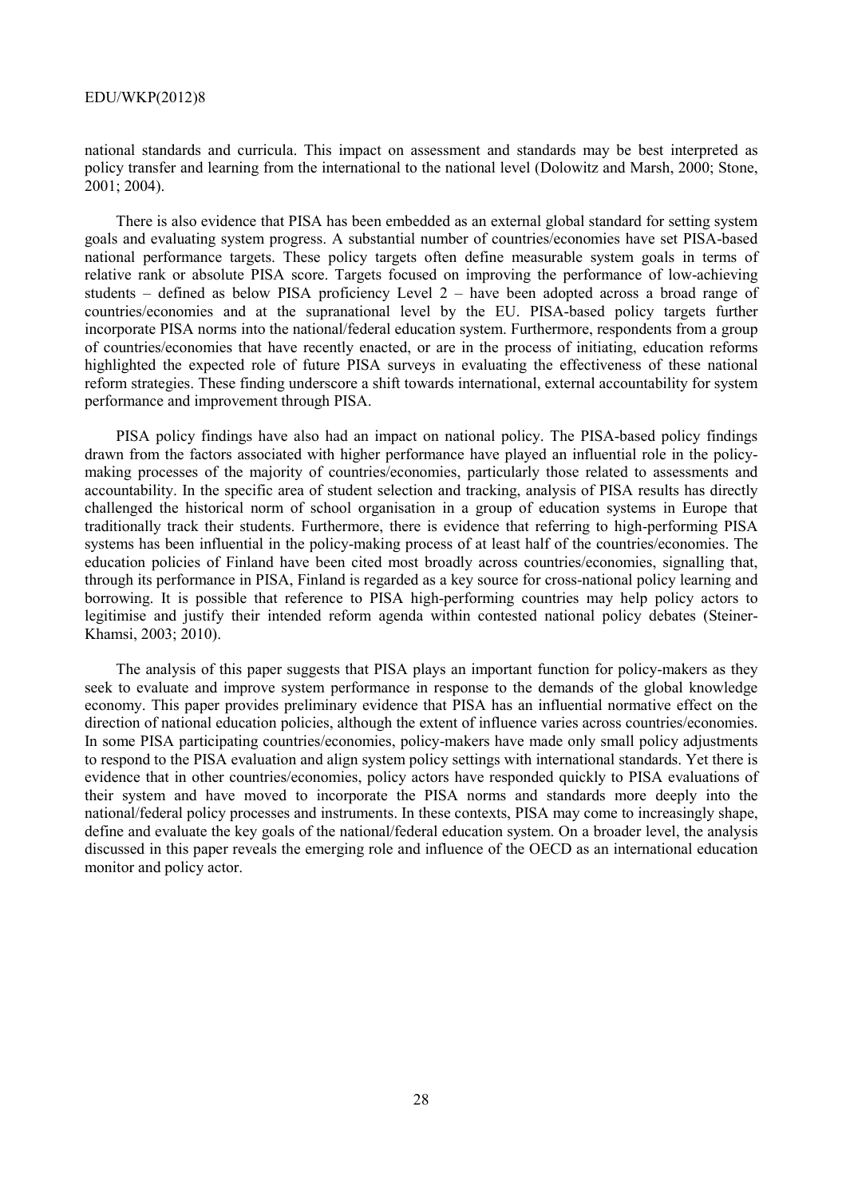national standards and curricula. This impact on assessment and standards may be best interpreted as policy transfer and learning from the international to the national level (Dolowitz and Marsh, 2000; Stone, 2001; 2004).

There is also evidence that PISA has been embedded as an external global standard for setting system goals and evaluating system progress. A substantial number of countries/economies have set PISA-based national performance targets. These policy targets often define measurable system goals in terms of relative rank or absolute PISA score. Targets focused on improving the performance of low-achieving students – defined as below PISA proficiency Level 2 – have been adopted across a broad range of countries/economies and at the supranational level by the EU. PISA-based policy targets further incorporate PISA norms into the national/federal education system. Furthermore, respondents from a group of countries/economies that have recently enacted, or are in the process of initiating, education reforms highlighted the expected role of future PISA surveys in evaluating the effectiveness of these national reform strategies. These finding underscore a shift towards international, external accountability for system performance and improvement through PISA.

PISA policy findings have also had an impact on national policy. The PISA-based policy findings drawn from the factors associated with higher performance have played an influential role in the policy-making processes of the majority of countries/economies, particularly those related to assessments and accountability. In the specific area of student selection and tracking, analysis of PISA results has directly challenged the historical norm of school organisation in a group of education systems in Europe that traditionally track their students. Furthermore, there is evidence that referring to high-performing PISA systems has been influential in the policy-making process of at least half of the countries/economies. The education policies of Finland have been cited most broadly across countries/economies, signalling that, through its performance in PISA, Finland is regarded as a key source for cross-national policy learning and borrowing. It is possible that reference to PISA high-performing countries may help policy actors to legitimise and justify their intended reform agenda within contested national policy debates (Steiner-Khamsi, 2003; 2010).

The analysis of this paper suggests that PISA plays an important function for policy-makers as they seek to evaluate and improve system performance in response to the demands of the global knowledge economy. This paper provides preliminary evidence that PISA has an influential normative effect on the direction of national education policies, although the extent of influence varies across countries/economies. In some PISA participating countries/economies, policy-makers have made only small policy adjustments to respond to the PISA evaluation and align system policy settings with international standards. Yet there is evidence that in other countries/economies, policy actors have responded quickly to PISA evaluations of their system and have moved to incorporate the PISA norms and standards more deeply into the national/federal policy processes and instruments. In these contexts, PISA may come to increasingly shape, define and evaluate the key goals of the national/federal education system. On a broader level, the analysis discussed in this paper reveals the emerging role and influence of the OECD as an international education monitor and policy actor.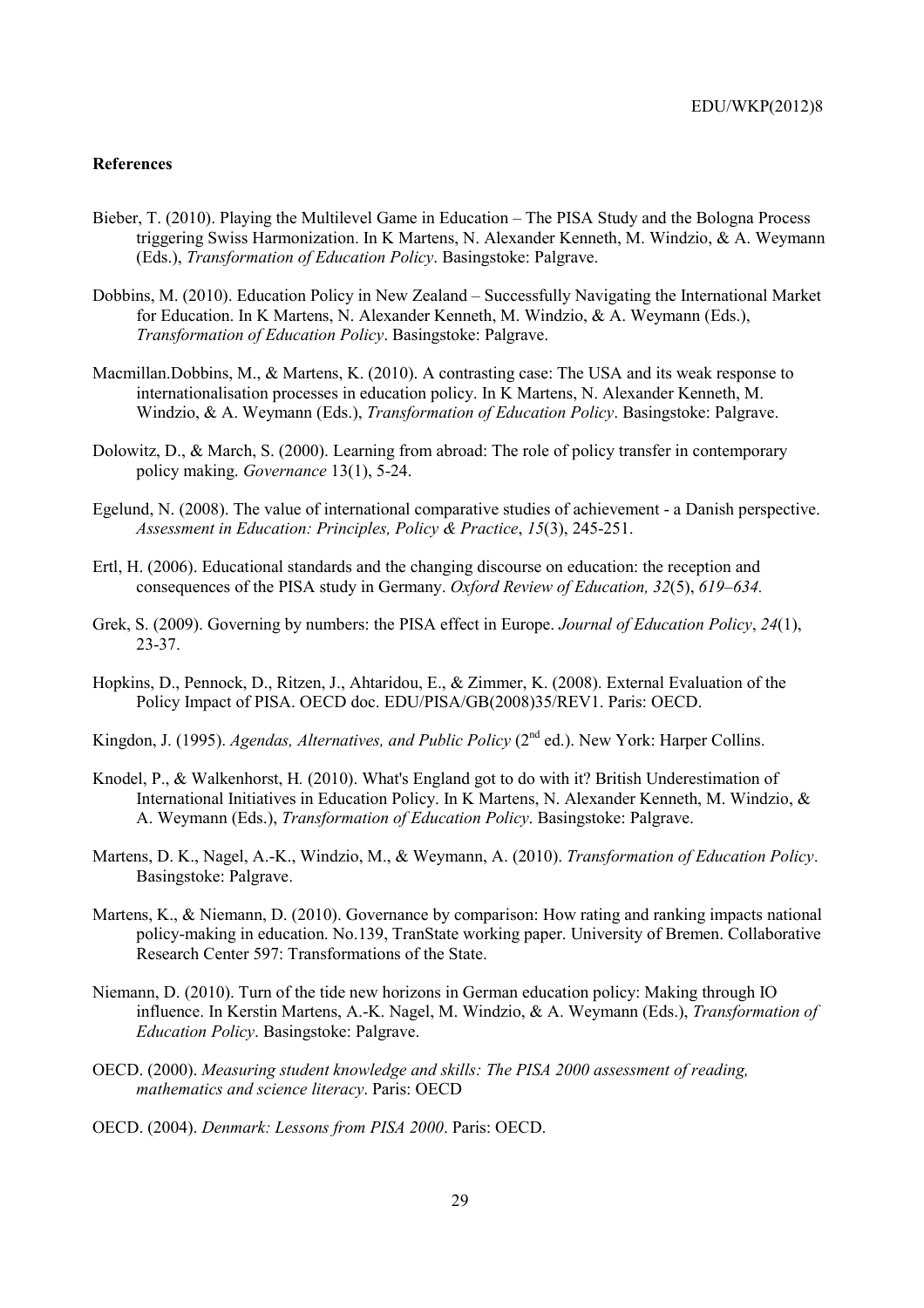**References**

Bieber, T. (2010). Playing the Multilevel Game in Education – The PISA Study and the Bologna Process triggering Swiss Harmonization. In K Martens, N. Alexander Kenneth, M. Windzio, & A. Weymann (Eds.), *Transformation of Education Policy*. Basingstoke: Palgrave.

Dobbins, M. (2010). Education Policy in New Zealand – Successfully Navigating the International Market for Education. In K Martens, N. Alexander Kenneth, M. Windzio, & A. Weymann (Eds.), *Transformation of Education Policy*. Basingstoke: Palgrave.

Macmillan.Dobbins, M., & Martens, K. (2010). A contrasting case: The USA and its weak response to internationalisation processes in education policy. In K Martens, N. Alexander Kenneth, M. Windzio, & A. Weymann (Eds.), *Transformation of Education Policy*. Basingstoke: Palgrave.

Dolowitz, D., & March, S. (2000). Learning from abroad: The role of policy transfer in contemporary policy making. *Governance* 13(1), 5-24.

Egelund, N. (2008). The value of international comparative studies of achievement - a Danish perspective. *Assessment in Education: Principles, Policy & Practice*, *15*(3), 245-251.

Ertl, H. (2006). Educational standards and the changing discourse on education: the reception and consequences of the PISA study in Germany. *Oxford Review of Education, 32*(5), *619–634.*

Grek, S. (2009). Governing by numbers: the PISA effect in Europe. *Journal of Education Policy*, *24*(1), 23-37.

Hopkins, D., Pennock, D., Ritzen, J., Ahtaridou, E., & Zimmer, K. (2008). External Evaluation of the Policy Impact of PISA. OECD doc. EDU/PISA/GB(2008)35/REV1. Paris: OECD.

Kingdon, J. (1995). *Agendas, Alternatives, and Public Policy* (2nd ed.). New York: Harper Collins.

Knodel, P., & Walkenhorst, H. (2010). What's England got to do with it? British Underestimation of International Initiatives in Education Policy. In K Martens, N. Alexander Kenneth, M. Windzio, & A. Weymann (Eds.), *Transformation of Education Policy*. Basingstoke: Palgrave.

Martens, D. K., Nagel, A.-K., Windzio, M., & Weymann, A. (2010). *Transformation of Education Policy*. Basingstoke: Palgrave.

Martens, K., & Niemann, D. (2010). Governance by comparison: How rating and ranking impacts national policy-making in education. No.139, TranState working paper. University of Bremen. Collaborative Research Center 597: Transformations of the State.

Niemann, D. (2010). Turn of the tide new horizons in German education policy: Making through IO influence. In Kerstin Martens, A.-K. Nagel, M. Windzio, & A. Weymann (Eds.), *Transformation of Education Policy*. Basingstoke: Palgrave.

OECD. (2000). *Measuring student knowledge and skills: The PISA 2000 assessment of reading, mathematics and science literacy*. Paris: OECD

OECD. (2004). *Denmark: Lessons from PISA 2000*. Paris: OECD.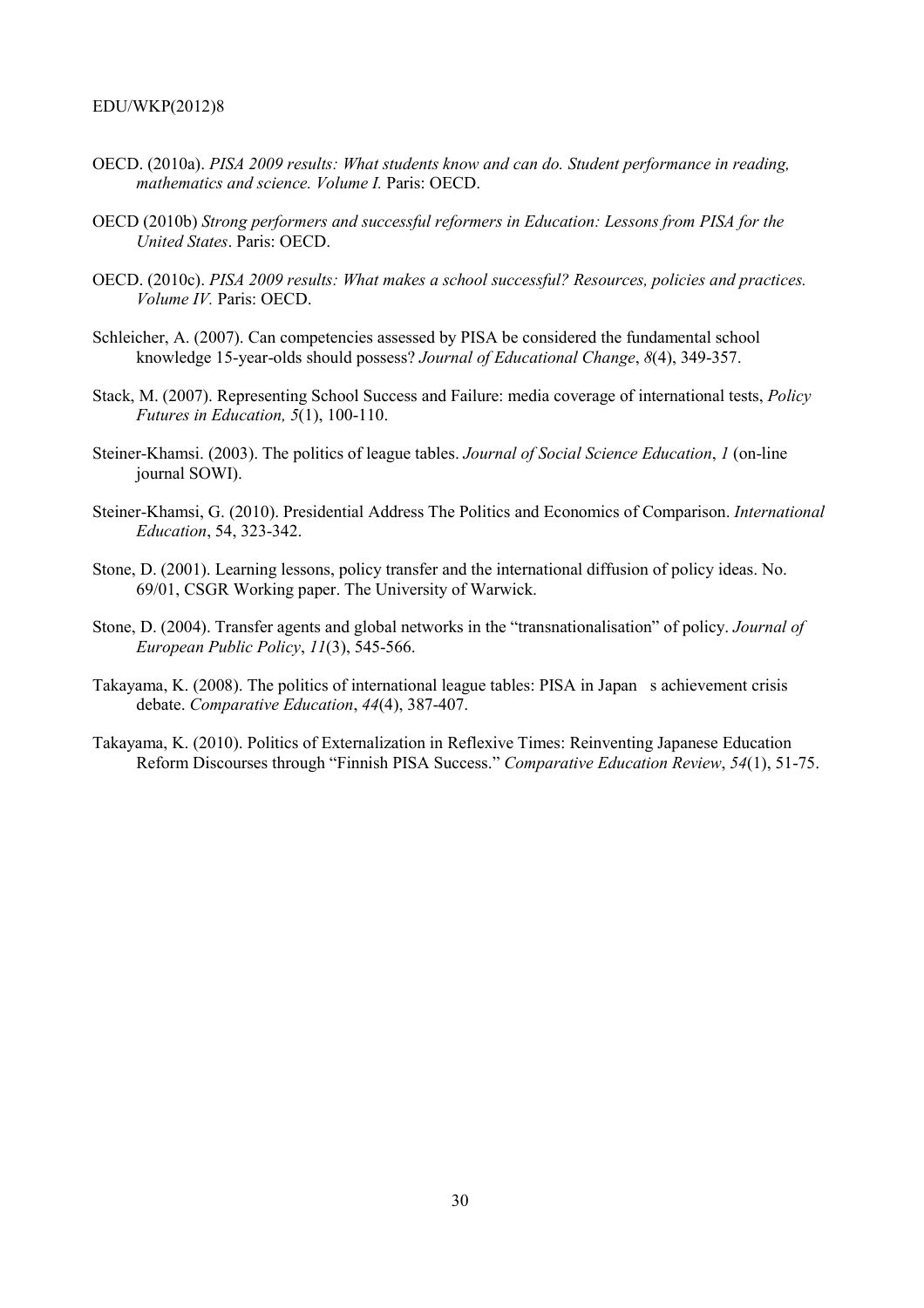OECD. (2010a). *PISA 2009 results: What students know and can do. Student performance in reading, mathematics and science. Volume I.* Paris: OECD.

OECD (2010b) *Strong performers and successful reformers in Education: Lessons from PISA for the United States*. Paris: OECD.

OECD. (2010c). *PISA 2009 results: What makes a school successful? Resources, policies and practices. Volume IV.* Paris: OECD.

Schleicher, A. (2007). Can competencies assessed by PISA be considered the fundamental school knowledge 15-year-olds should possess? *Journal of Educational Change*, *8*(4), 349-357.

Stack, M. (2007). Representing School Success and Failure: media coverage of international tests, *Policy Futures in Education, 5*(1), 100-110.

Steiner-Khamsi. (2003). The politics of league tables. *Journal of Social Science Education*, *1* (on-line journal SOWI).

Steiner-Khamsi, G. (2010). Presidential Address The Politics and Economics of Comparison. *International Education*, 54, 323-342.

Stone, D. (2001). Learning lessons, policy transfer and the international diffusion of policy ideas. No. 69/01, CSGR Working paper. The University of Warwick.

Stone, D. (2004). Transfer agents and global networks in the "transnationalisation" of policy. *Journal of European Public Policy*, *11*(3), 545-566.

Takayama, K. (2008). The politics of international league tables: PISA in Japan s achievement crisis debate. *Comparative Education*, *44*(4), 387-407.

Takayama, K. (2010). Politics of Externalization in Reflexive Times: Reinventing Japanese Education Reform Discourses through "Finnish PISA Success." *Comparative Education Review*, *54*(1), 51-75.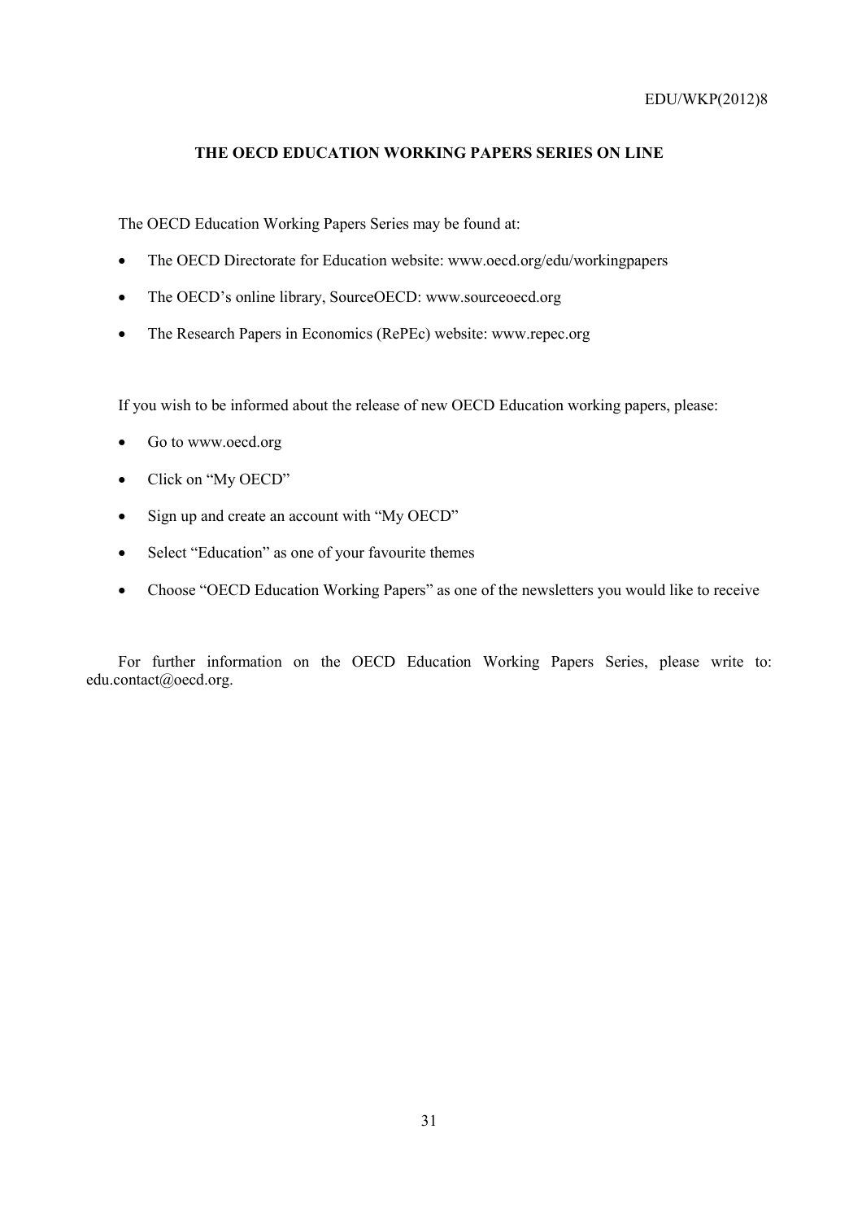## THE OECD EDUCATION WORKING PAPERS SERIES ON LINE

The OECD Education Working Papers Series may be found at:

- The OECD Directorate for Education website: www.oecd.org/edu/workingpapers
- The OECD's online library, SourceOECD: www.sourceoecd.org
- The Research Papers in Economics (RePEc) website: www.repec.org

If you wish to be informed about the release of new OECD Education working papers, please:

- Go to www.oecd.org
- Click on "My OECD"
- Sign up and create an account with "My OECD"
- Select "Education" as one of your favourite themes
- Choose "OECD Education Working Papers" as one of the newsletters you would like to receive

For further information on the OECD Education Working Papers Series, please write to: edu.contact@oecd.org.